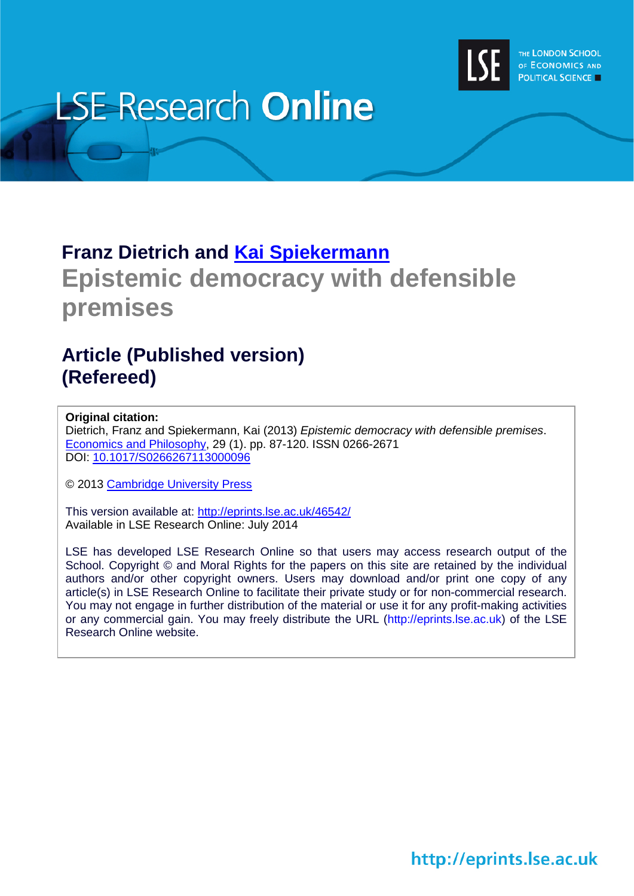LSE Research **Online**

THE LONDON SCHOOL OF ECONOMICS AND POLITICAL SCIENCE

## Franz Dietrich and Kai Spiekermann

# Epistemic democracy with defensible premises

## Article (Published version) (Refereed)

**Original citation:**
Dietrich, Franz and Spiekermann, Kai (2013) *Epistemic democracy with defensible premises*. Economics and Philosophy, 29 (1). pp. 87-120. ISSN 0266-2671
DOI: 10.1017/S0266267113000096

© 2013 Cambridge University Press

This version available at: http://eprints.lse.ac.uk/46542/
Available in LSE Research Online: July 2014

LSE has developed LSE Research Online so that users may access research output of the School. Copyright © and Moral Rights for the papers on this site are retained by the individual authors and/or other copyright owners. Users may download and/or print one copy of any article(s) in LSE Research Online to facilitate their private study or for non-commercial research. You may not engage in further distribution of the material or use it for any profit-making activities or any commercial gain. You may freely distribute the URL (http://eprints.lse.ac.uk) of the LSE Research Online website.

http://eprints.lse.ac.uk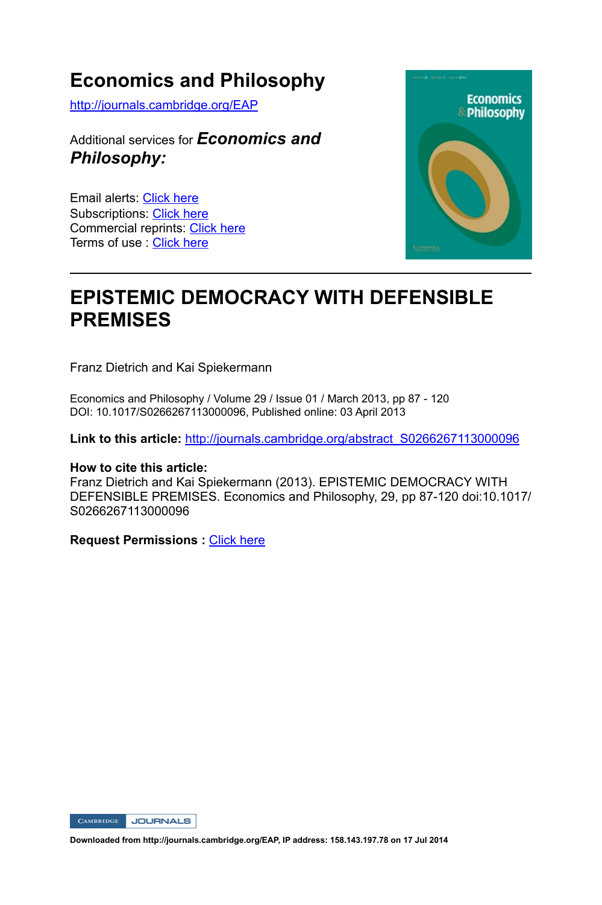# Economics and Philosophy

http://journals.cambridge.org/EAP

Additional services for ***Economics and Philosophy:***

Email alerts: Click here
Subscriptions: Click here
Commercial reprints: Click here
Terms of use : Click here

---

# EPISTEMIC DEMOCRACY WITH DEFENSIBLE PREMISES

Franz Dietrich and Kai Spiekermann

Economics and Philosophy / Volume 29 / Issue 01 / March 2013, pp 87 - 120
DOI: 10.1017/S0266267113000096, Published online: 03 April 2013

**Link to this article:** http://journals.cambridge.org/abstract_S0266267113000096

**How to cite this article:**
Franz Dietrich and Kai Spiekermann (2013). EPISTEMIC DEMOCRACY WITH DEFENSIBLE PREMISES. Economics and Philosophy, 29, pp 87-120 doi:10.1017/S0266267113000096

**Request Permissions :** Click here

**Downloaded from http://journals.cambridge.org/EAP, IP address: 158.143.197.78 on 17 Jul 2014**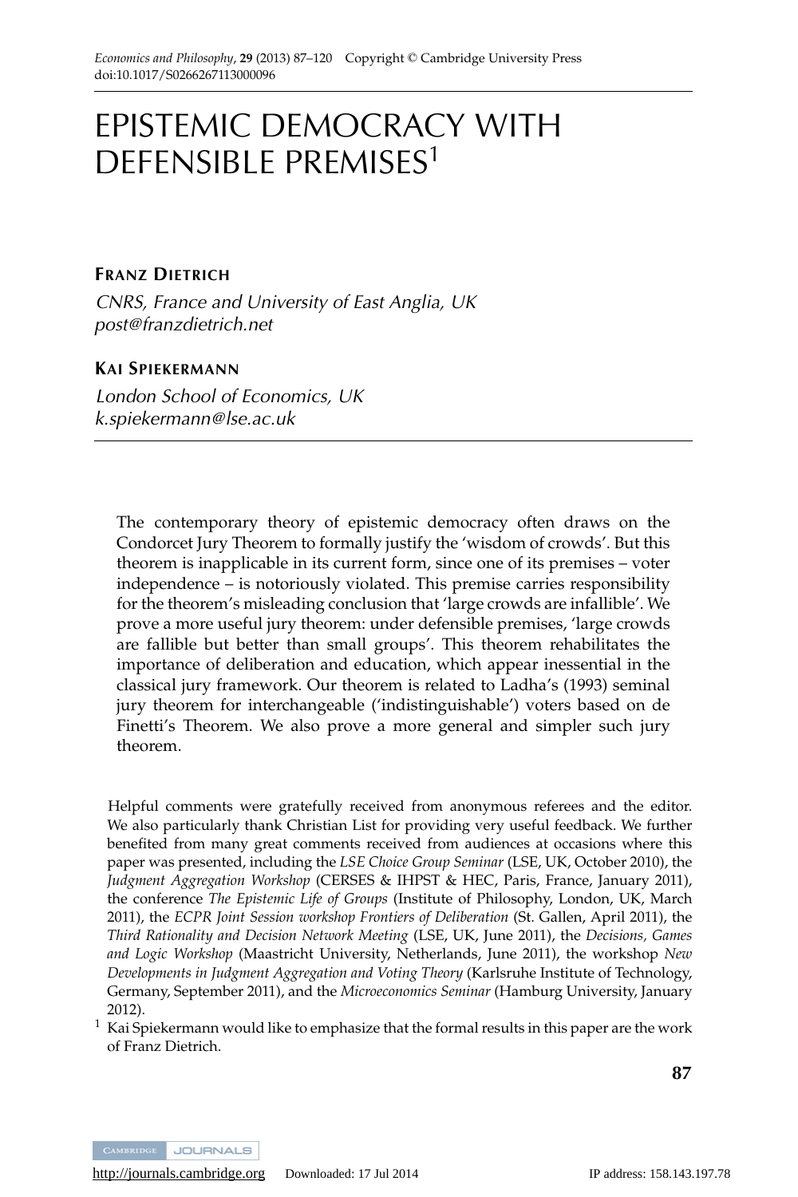# EPISTEMIC DEMOCRACY WITH DEFENSIBLE PREMISES[1]

**FRANZ DIETRICH**

*CNRS, France and University of East Anglia, UK*
*post@franzdietrich.net*

**KAI SPIEKERMANN**

*London School of Economics, UK*
*k.spiekermann@lse.ac.uk*

The contemporary theory of epistemic democracy often draws on the Condorcet Jury Theorem to formally justify the 'wisdom of crowds'. But this theorem is inapplicable in its current form, since one of its premises – voter independence – is notoriously violated. This premise carries responsibility for the theorem's misleading conclusion that 'large crowds are infallible'. We prove a more useful jury theorem: under defensible premises, 'large crowds are fallible but better than small groups'. This theorem rehabilitates the importance of deliberation and education, which appear inessential in the classical jury framework. Our theorem is related to Ladha's (1993) seminal jury theorem for interchangeable ('indistinguishable') voters based on de Finetti's Theorem. We also prove a more general and simpler such jury theorem.

Helpful comments were gratefully received from anonymous referees and the editor. We also particularly thank Christian List for providing very useful feedback. We further benefited from many great comments received from audiences at occasions where this paper was presented, including the *LSE Choice Group Seminar* (LSE, UK, October 2010), the *Judgment Aggregation Workshop* (CERSES & IHPST & HEC, Paris, France, January 2011), the conference *The Epistemic Life of Groups* (Institute of Philosophy, London, UK, March 2011), the *ECPR Joint Session workshop Frontiers of Deliberation* (St. Gallen, April 2011), the *Third Rationality and Decision Network Meeting* (LSE, UK, June 2011), the *Decisions, Games and Logic Workshop* (Maastricht University, Netherlands, June 2011), the workshop *New Developments in Judgment Aggregation and Voting Theory* (Karlsruhe Institute of Technology, Germany, September 2011), and the *Microeconomics Seminar* (Hamburg University, January 2012).

[1] Kai Spiekermann would like to emphasize that the formal results in this paper are the work of Franz Dietrich.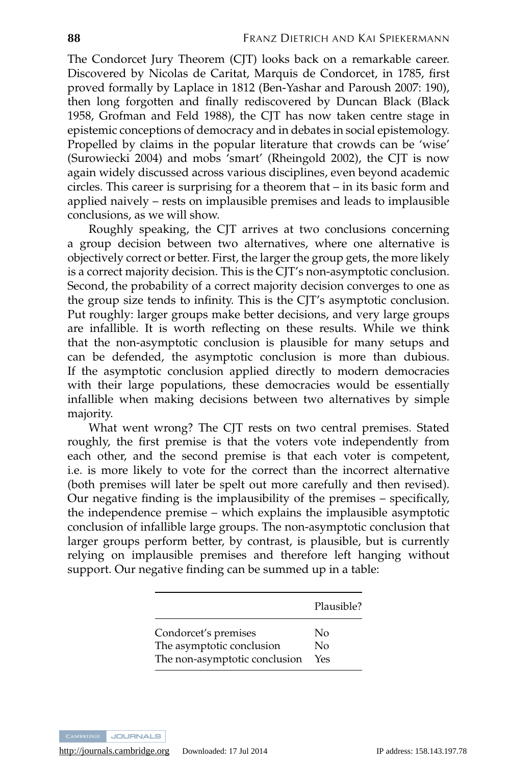The Condorcet Jury Theorem (CJT) looks back on a remarkable career. Discovered by Nicolas de Caritat, Marquis de Condorcet, in 1785, first proved formally by Laplace in 1812 (Ben-Yashar and Paroush 2007: 190), then long forgotten and finally rediscovered by Duncan Black (Black 1958, Grofman and Feld 1988), the CJT has now taken centre stage in epistemic conceptions of democracy and in debates in social epistemology. Propelled by claims in the popular literature that crowds can be 'wise' (Surowiecki 2004) and mobs 'smart' (Rheingold 2002), the CJT is now again widely discussed across various disciplines, even beyond academic circles. This career is surprising for a theorem that – in its basic form and applied naively – rests on implausible premises and leads to implausible conclusions, as we will show.

Roughly speaking, the CJT arrives at two conclusions concerning a group decision between two alternatives, where one alternative is objectively correct or better. First, the larger the group gets, the more likely is a correct majority decision. This is the CJT's non-asymptotic conclusion. Second, the probability of a correct majority decision converges to one as the group size tends to infinity. This is the CJT's asymptotic conclusion. Put roughly: larger groups make better decisions, and very large groups are infallible. It is worth reflecting on these results. While we think that the non-asymptotic conclusion is plausible for many setups and can be defended, the asymptotic conclusion is more than dubious. If the asymptotic conclusion applied directly to modern democracies with their large populations, these democracies would be essentially infallible when making decisions between two alternatives by simple majority.

What went wrong? The CJT rests on two central premises. Stated roughly, the first premise is that the voters vote independently from each other, and the second premise is that each voter is competent, i.e. is more likely to vote for the correct than the incorrect alternative (both premises will later be spelt out more carefully and then revised). Our negative finding is the implausibility of the premises – specifically, the independence premise – which explains the implausible asymptotic conclusion of infallible large groups. The non-asymptotic conclusion that larger groups perform better, by contrast, is plausible, but is currently relying on implausible premises and therefore left hanging without support. Our negative finding can be summed up in a table:

| | Plausible? |
|---|---|
| Condorcet's premises | No |
| The asymptotic conclusion | No |
| The non-asymptotic conclusion | Yes |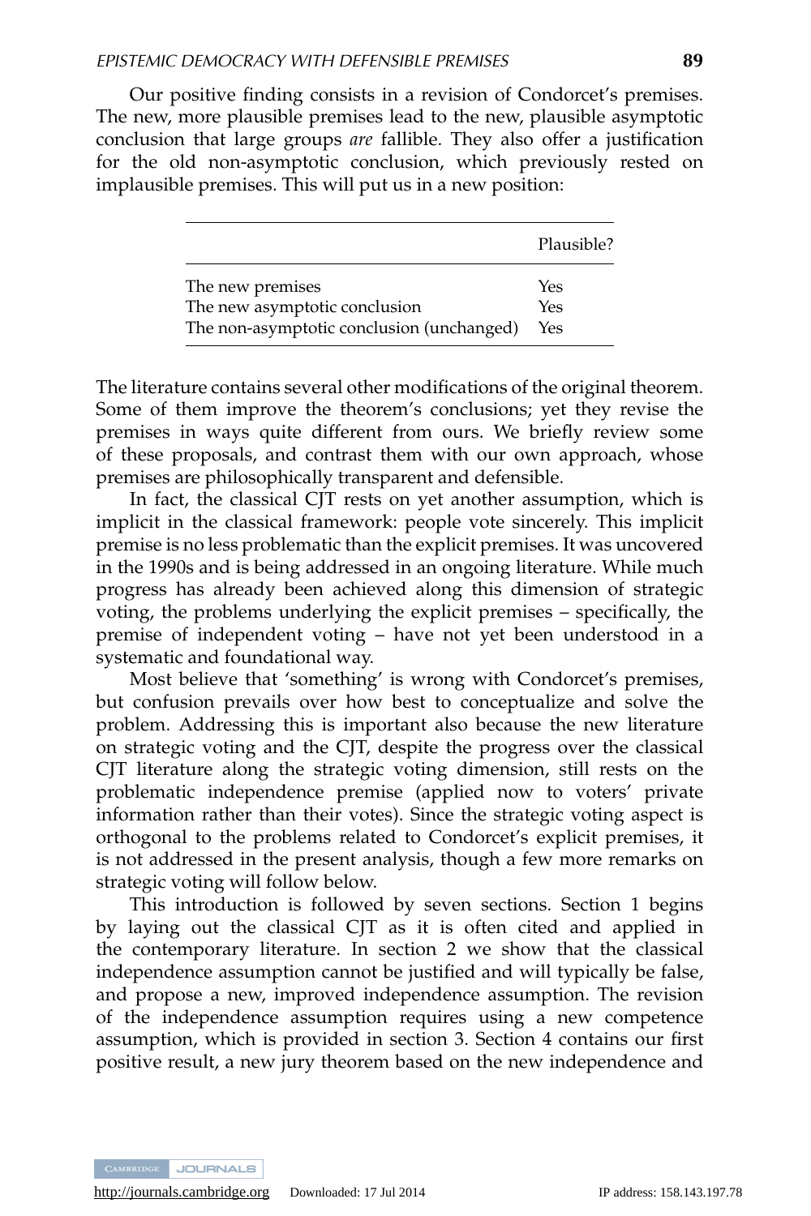Our positive finding consists in a revision of Condorcet's premises. The new, more plausible premises lead to the new, plausible asymptotic conclusion that large groups *are* fallible. They also offer a justification for the old non-asymptotic conclusion, which previously rested on implausible premises. This will put us in a new position:

| | Plausible? |
|---|---|
| The new premises | Yes |
| The new asymptotic conclusion | Yes |
| The non-asymptotic conclusion (unchanged) | Yes |

The literature contains several other modifications of the original theorem. Some of them improve the theorem's conclusions; yet they revise the premises in ways quite different from ours. We briefly review some of these proposals, and contrast them with our own approach, whose premises are philosophically transparent and defensible.

In fact, the classical CJT rests on yet another assumption, which is implicit in the classical framework: people vote sincerely. This implicit premise is no less problematic than the explicit premises. It was uncovered in the 1990s and is being addressed in an ongoing literature. While much progress has already been achieved along this dimension of strategic voting, the problems underlying the explicit premises – specifically, the premise of independent voting – have not yet been understood in a systematic and foundational way.

Most believe that 'something' is wrong with Condorcet's premises, but confusion prevails over how best to conceptualize and solve the problem. Addressing this is important also because the new literature on strategic voting and the CJT, despite the progress over the classical CJT literature along the strategic voting dimension, still rests on the problematic independence premise (applied now to voters' private information rather than their votes). Since the strategic voting aspect is orthogonal to the problems related to Condorcet's explicit premises, it is not addressed in the present analysis, though a few more remarks on strategic voting will follow below.

This introduction is followed by seven sections. Section 1 begins by laying out the classical CJT as it is often cited and applied in the contemporary literature. In section 2 we show that the classical independence assumption cannot be justified and will typically be false, and propose a new, improved independence assumption. The revision of the independence assumption requires using a new competence assumption, which is provided in section 3. Section 4 contains our first positive result, a new jury theorem based on the new independence and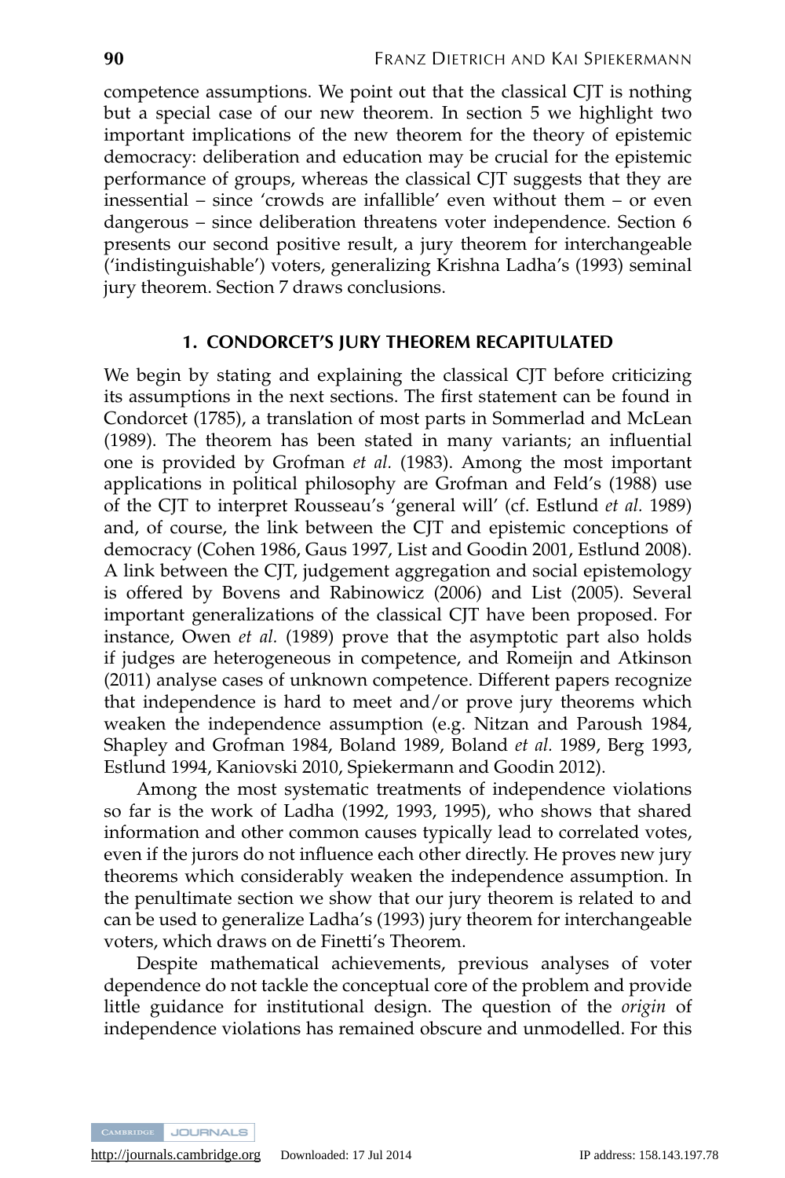competence assumptions. We point out that the classical CJT is nothing but a special case of our new theorem. In section 5 we highlight two important implications of the new theorem for the theory of epistemic democracy: deliberation and education may be crucial for the epistemic performance of groups, whereas the classical CJT suggests that they are inessential – since 'crowds are infallible' even without them – or even dangerous – since deliberation threatens voter independence. Section 6 presents our second positive result, a jury theorem for interchangeable ('indistinguishable') voters, generalizing Krishna Ladha's (1993) seminal jury theorem. Section 7 draws conclusions.

## 1. CONDORCET'S JURY THEOREM RECAPITULATED

We begin by stating and explaining the classical CJT before criticizing its assumptions in the next sections. The first statement can be found in Condorcet (1785), a translation of most parts in Sommerlad and McLean (1989). The theorem has been stated in many variants; an influential one is provided by Grofman *et al.* (1983). Among the most important applications in political philosophy are Grofman and Feld's (1988) use of the CJT to interpret Rousseau's 'general will' (cf. Estlund *et al.* 1989) and, of course, the link between the CJT and epistemic conceptions of democracy (Cohen 1986, Gaus 1997, List and Goodin 2001, Estlund 2008). A link between the CJT, judgement aggregation and social epistemology is offered by Bovens and Rabinowicz (2006) and List (2005). Several important generalizations of the classical CJT have been proposed. For instance, Owen *et al.* (1989) prove that the asymptotic part also holds if judges are heterogeneous in competence, and Romeijn and Atkinson (2011) analyse cases of unknown competence. Different papers recognize that independence is hard to meet and/or prove jury theorems which weaken the independence assumption (e.g. Nitzan and Paroush 1984, Shapley and Grofman 1984, Boland 1989, Boland *et al.* 1989, Berg 1993, Estlund 1994, Kaniovski 2010, Spiekermann and Goodin 2012).

Among the most systematic treatments of independence violations so far is the work of Ladha (1992, 1993, 1995), who shows that shared information and other common causes typically lead to correlated votes, even if the jurors do not influence each other directly. He proves new jury theorems which considerably weaken the independence assumption. In the penultimate section we show that our jury theorem is related to and can be used to generalize Ladha's (1993) jury theorem for interchangeable voters, which draws on de Finetti's Theorem.

Despite mathematical achievements, previous analyses of voter dependence do not tackle the conceptual core of the problem and provide little guidance for institutional design. The question of the *origin* of independence violations has remained obscure and unmodelled. For this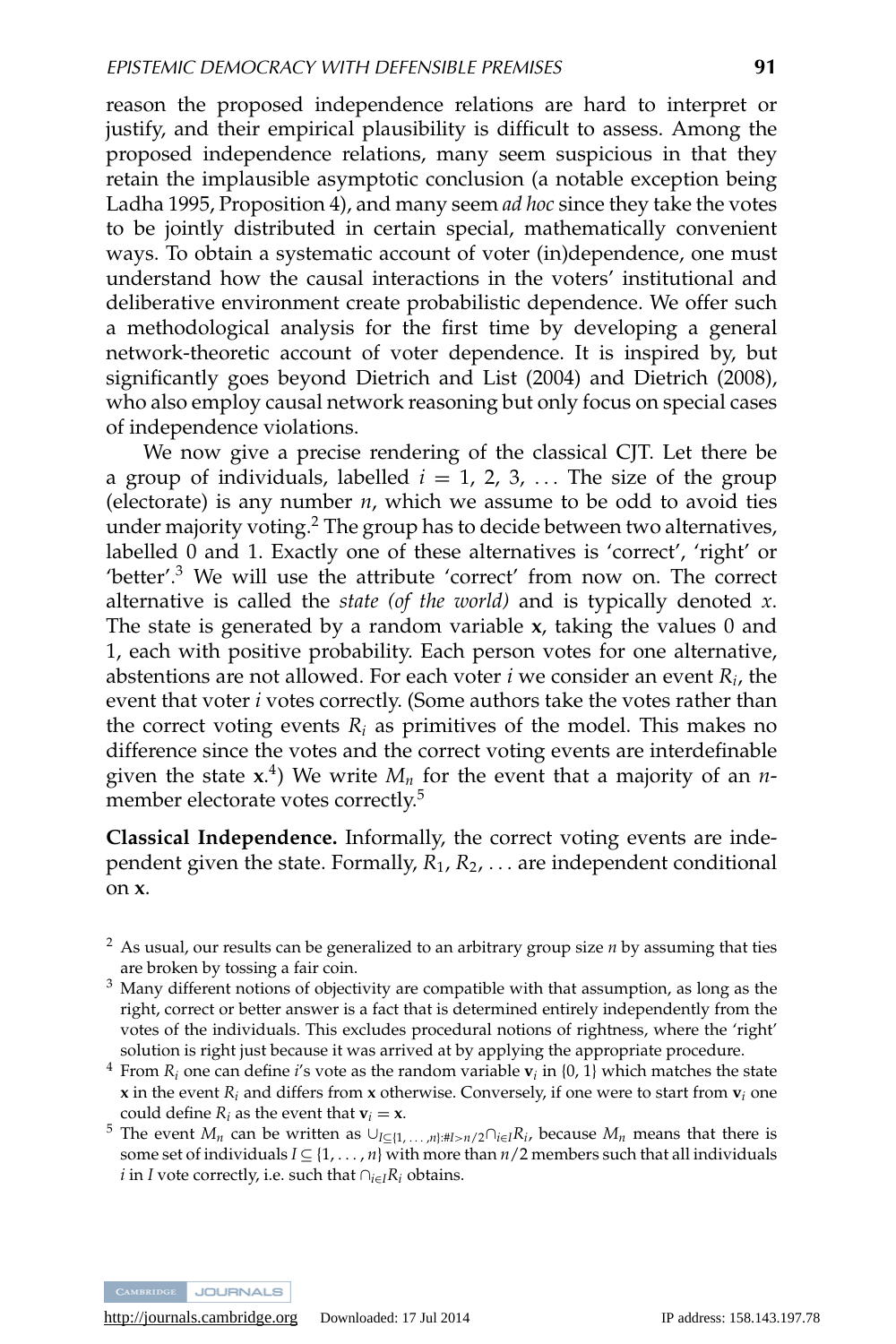reason the proposed independence relations are hard to interpret or justify, and their empirical plausibility is difficult to assess. Among the proposed independence relations, many seem suspicious in that they retain the implausible asymptotic conclusion (a notable exception being Ladha 1995, Proposition 4), and many seem *ad hoc* since they take the votes to be jointly distributed in certain special, mathematically convenient ways. To obtain a systematic account of voter (in)dependence, one must understand how the causal interactions in the voters' institutional and deliberative environment create probabilistic dependence. We offer such a methodological analysis for the first time by developing a general network-theoretic account of voter dependence. It is inspired by, but significantly goes beyond Dietrich and List (2004) and Dietrich (2008), who also employ causal network reasoning but only focus on special cases of independence violations.

We now give a precise rendering of the classical CJT. Let there be a group of individuals, labelled $i = 1, 2, 3, \ldots$ The size of the group (electorate) is any number $n$, which we assume to be odd to avoid ties under majority voting.[2] The group has to decide between two alternatives, labelled 0 and 1. Exactly one of these alternatives is 'correct', 'right' or 'better'.[3] We will use the attribute 'correct' from now on. The correct alternative is called the *state (of the world)* and is typically denoted $x$. The state is generated by a random variable $\mathbf{x}$, taking the values 0 and 1, each with positive probability. Each person votes for one alternative, abstentions are not allowed. For each voter $i$ we consider an event $R_i$, the event that voter $i$ votes correctly. (Some authors take the votes rather than the correct voting events $R_i$ as primitives of the model. This makes no difference since the votes and the correct voting events are interdefinable given the state $\mathbf{x}$.[4]) We write $M_n$ for the event that a majority of an $n$-member electorate votes correctly.[5]

**Classical Independence.** Informally, the correct voting events are independent given the state. Formally, $R_1, R_2, \ldots$ are independent conditional on $\mathbf{x}$.

[2] As usual, our results can be generalized to an arbitrary group size $n$ by assuming that ties are broken by tossing a fair coin.

[3] Many different notions of objectivity are compatible with that assumption, as long as the right, correct or better answer is a fact that is determined entirely independently from the votes of the individuals. This excludes procedural notions of rightness, where the 'right' solution is right just because it was arrived at by applying the appropriate procedure.

[4] From $R_i$ one can define $i$'s vote as the random variable $\mathbf{v}_i$ in $\{0, 1\}$ which matches the state $\mathbf{x}$ in the event $R_i$ and differs from $\mathbf{x}$ otherwise. Conversely, if one were to start from $\mathbf{v}_i$ one could define $R_i$ as the event that $\mathbf{v}_i = \mathbf{x}$.

[5] The event $M_n$ can be written as $\cup_{I \subseteq \{1,\ldots,n\}:\#I > n/2} \cap_{i \in I} R_i$, because $M_n$ means that there is some set of individuals $I \subseteq \{1, \ldots, n\}$ with more than $n/2$ members such that all individuals $i$ in $I$ vote correctly, i.e. such that $\cap_{i \in I} R_i$ obtains.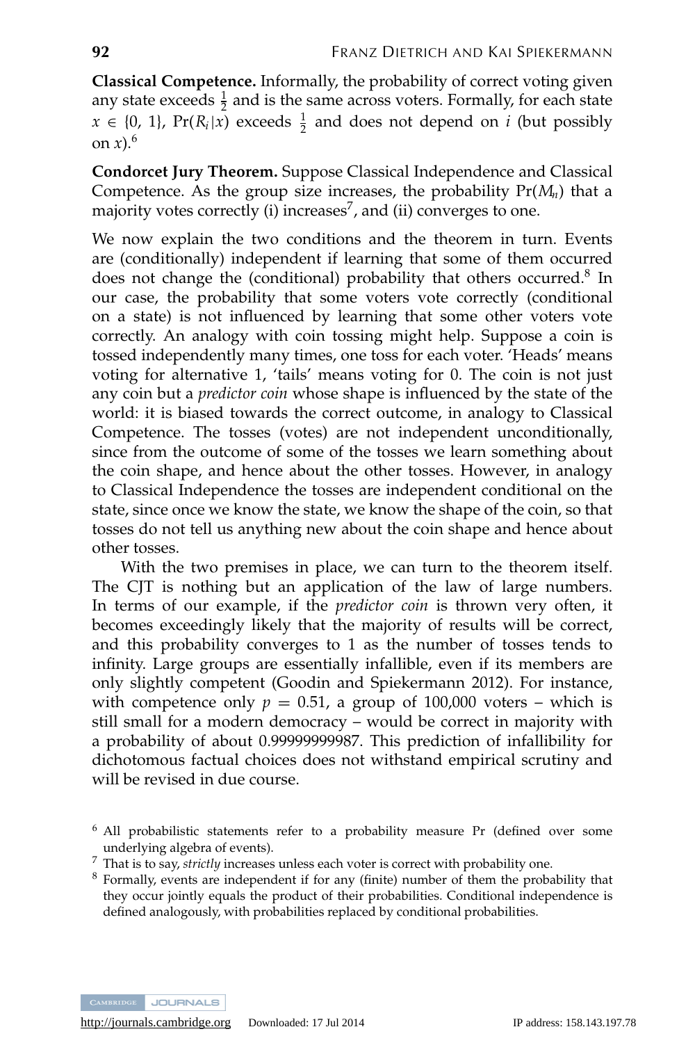**Classical Competence.** Informally, the probability of correct voting given any state exceeds $\frac{1}{2}$ and is the same across voters. Formally, for each state $x \in \{0, 1\}$, $\Pr(R_i|x)$ exceeds $\frac{1}{2}$ and does not depend on $i$ (but possibly on $x$).[6]

**Condorcet Jury Theorem.** Suppose Classical Independence and Classical Competence. As the group size increases, the probability $\Pr(M_n)$ that a majority votes correctly (i) increases[7], and (ii) converges to one.

We now explain the two conditions and the theorem in turn. Events are (conditionally) independent if learning that some of them occurred does not change the (conditional) probability that others occurred.[8] In our case, the probability that some voters vote correctly (conditional on a state) is not influenced by learning that some other voters vote correctly. An analogy with coin tossing might help. Suppose a coin is tossed independently many times, one toss for each voter. 'Heads' means voting for alternative 1, 'tails' means voting for 0. The coin is not just any coin but a *predictor coin* whose shape is influenced by the state of the world: it is biased towards the correct outcome, in analogy to Classical Competence. The tosses (votes) are not independent unconditionally, since from the outcome of some of the tosses we learn something about the coin shape, and hence about the other tosses. However, in analogy to Classical Independence the tosses are independent conditional on the state, since once we know the state, we know the shape of the coin, so that tosses do not tell us anything new about the coin shape and hence about other tosses.

With the two premises in place, we can turn to the theorem itself. The CJT is nothing but an application of the law of large numbers. In terms of our example, if the *predictor coin* is thrown very often, it becomes exceedingly likely that the majority of results will be correct, and this probability converges to 1 as the number of tosses tends to infinity. Large groups are essentially infallible, even if its members are only slightly competent (Goodin and Spiekermann 2012). For instance, with competence only $p = 0.51$, a group of 100,000 voters – which is still small for a modern democracy – would be correct in majority with a probability of about 0.99999999987. This prediction of infallibility for dichotomous factual choices does not withstand empirical scrutiny and will be revised in due course.

---

[6] All probabilistic statements refer to a probability measure Pr (defined over some underlying algebra of events).

[7] That is to say, *strictly* increases unless each voter is correct with probability one.

[8] Formally, events are independent if for any (finite) number of them the probability that they occur jointly equals the product of their probabilities. Conditional independence is defined analogously, with probabilities replaced by conditional probabilities.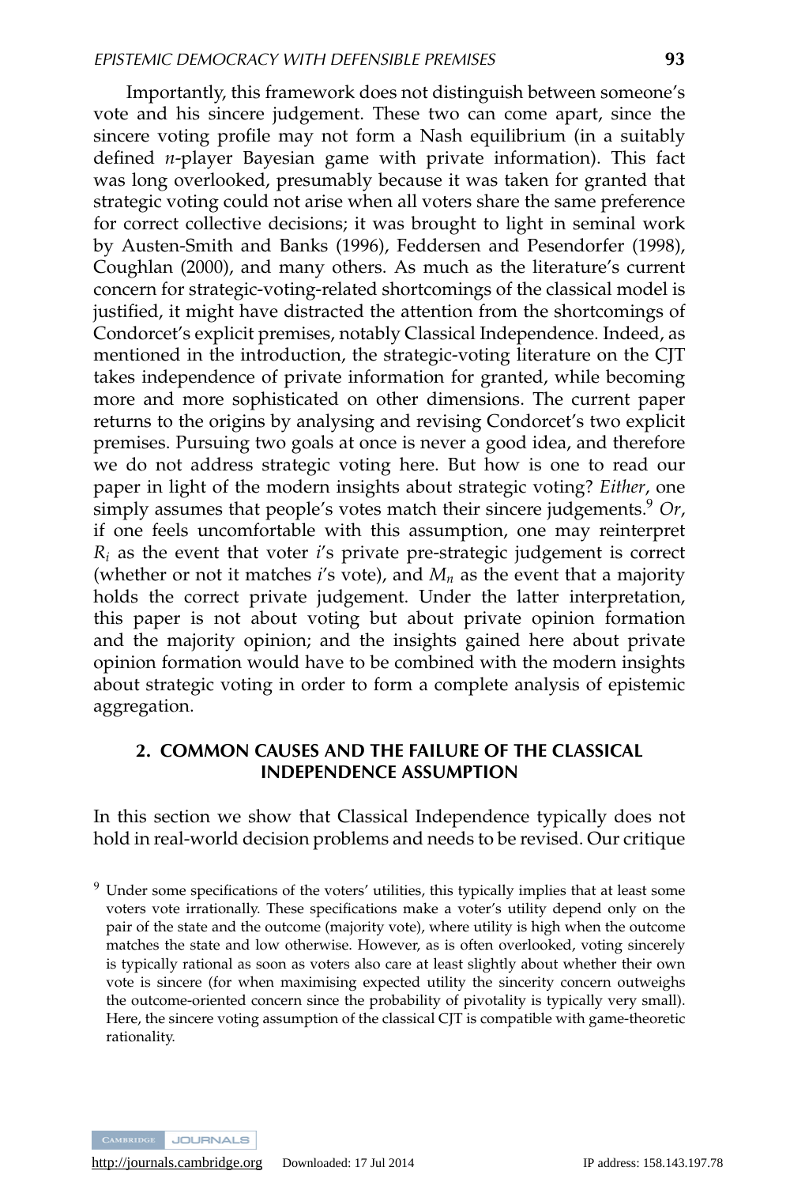Importantly, this framework does not distinguish between someone's vote and his sincere judgement. These two can come apart, since the sincere voting profile may not form a Nash equilibrium (in a suitably defined *n*-player Bayesian game with private information). This fact was long overlooked, presumably because it was taken for granted that strategic voting could not arise when all voters share the same preference for correct collective decisions; it was brought to light in seminal work by Austen-Smith and Banks (1996), Feddersen and Pesendorfer (1998), Coughlan (2000), and many others. As much as the literature's current concern for strategic-voting-related shortcomings of the classical model is justified, it might have distracted the attention from the shortcomings of Condorcet's explicit premises, notably Classical Independence. Indeed, as mentioned in the introduction, the strategic-voting literature on the CJT takes independence of private information for granted, while becoming more and more sophisticated on other dimensions. The current paper returns to the origins by analysing and revising Condorcet's two explicit premises. Pursuing two goals at once is never a good idea, and therefore we do not address strategic voting here. But how is one to read our paper in light of the modern insights about strategic voting? *Either*, one simply assumes that people's votes match their sincere judgements.[9] *Or*, if one feels uncomfortable with this assumption, one may reinterpret $R_i$ as the event that voter *i*'s private pre-strategic judgement is correct (whether or not it matches *i*'s vote), and $M_n$ as the event that a majority holds the correct private judgement. Under the latter interpretation, this paper is not about voting but about private opinion formation and the majority opinion; and the insights gained here about private opinion formation would have to be combined with the modern insights about strategic voting in order to form a complete analysis of epistemic aggregation.

## 2. COMMON CAUSES AND THE FAILURE OF THE CLASSICAL INDEPENDENCE ASSUMPTION

In this section we show that Classical Independence typically does not hold in real-world decision problems and needs to be revised. Our critique

[9] Under some specifications of the voters' utilities, this typically implies that at least some voters vote irrationally. These specifications make a voter's utility depend only on the pair of the state and the outcome (majority vote), where utility is high when the outcome matches the state and low otherwise. However, as is often overlooked, voting sincerely is typically rational as soon as voters also care at least slightly about whether their own vote is sincere (for when maximising expected utility the sincerity concern outweighs the outcome-oriented concern since the probability of pivotality is typically very small). Here, the sincere voting assumption of the classical CJT is compatible with game-theoretic rationality.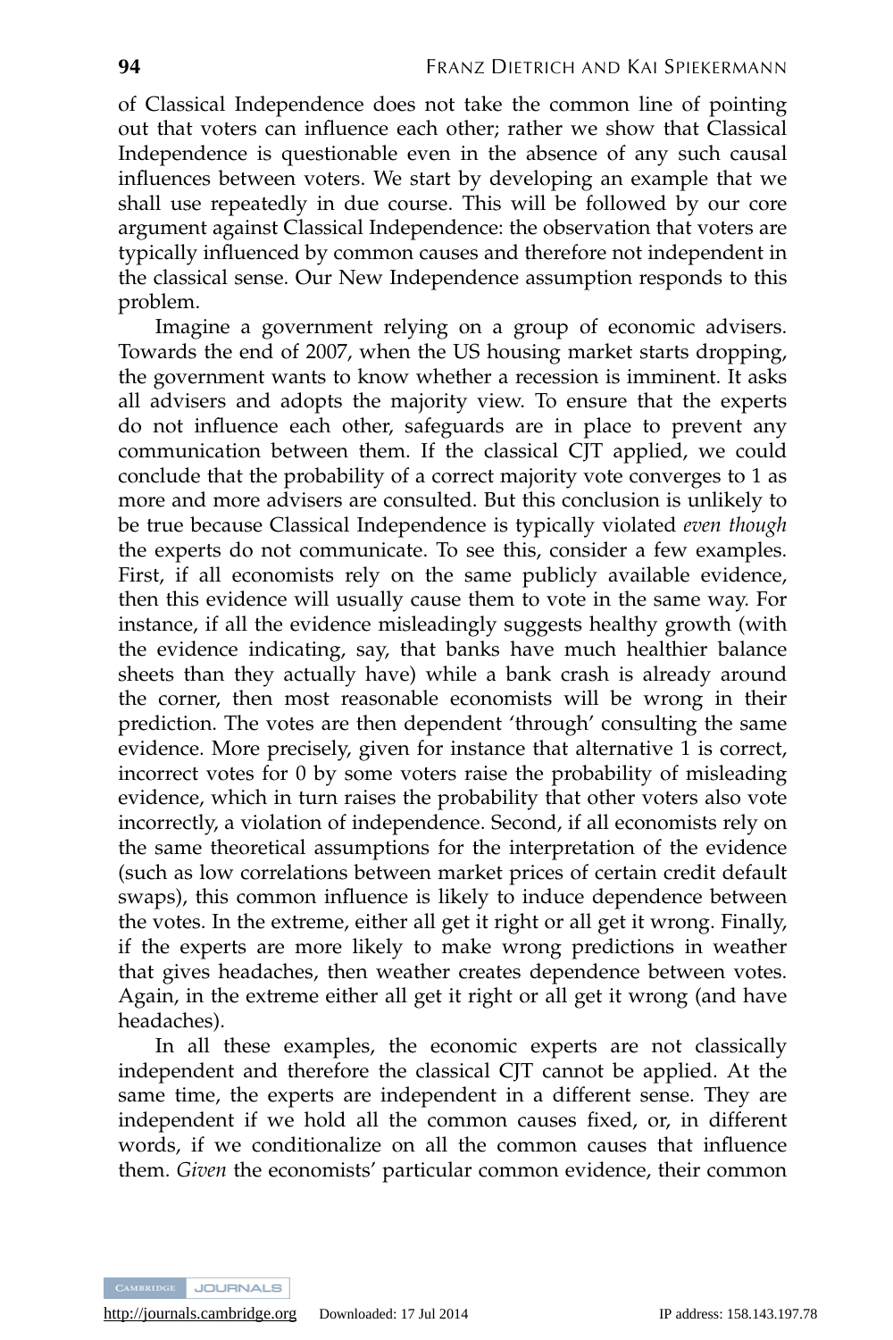of Classical Independence does not take the common line of pointing out that voters can influence each other; rather we show that Classical Independence is questionable even in the absence of any such causal influences between voters. We start by developing an example that we shall use repeatedly in due course. This will be followed by our core argument against Classical Independence: the observation that voters are typically influenced by common causes and therefore not independent in the classical sense. Our New Independence assumption responds to this problem.

Imagine a government relying on a group of economic advisers. Towards the end of 2007, when the US housing market starts dropping, the government wants to know whether a recession is imminent. It asks all advisers and adopts the majority view. To ensure that the experts do not influence each other, safeguards are in place to prevent any communication between them. If the classical CJT applied, we could conclude that the probability of a correct majority vote converges to 1 as more and more advisers are consulted. But this conclusion is unlikely to be true because Classical Independence is typically violated *even though* the experts do not communicate. To see this, consider a few examples. First, if all economists rely on the same publicly available evidence, then this evidence will usually cause them to vote in the same way. For instance, if all the evidence misleadingly suggests healthy growth (with the evidence indicating, say, that banks have much healthier balance sheets than they actually have) while a bank crash is already around the corner, then most reasonable economists will be wrong in their prediction. The votes are then dependent 'through' consulting the same evidence. More precisely, given for instance that alternative 1 is correct, incorrect votes for 0 by some voters raise the probability of misleading evidence, which in turn raises the probability that other voters also vote incorrectly, a violation of independence. Second, if all economists rely on the same theoretical assumptions for the interpretation of the evidence (such as low correlations between market prices of certain credit default swaps), this common influence is likely to induce dependence between the votes. In the extreme, either all get it right or all get it wrong. Finally, if the experts are more likely to make wrong predictions in weather that gives headaches, then weather creates dependence between votes. Again, in the extreme either all get it right or all get it wrong (and have headaches).

In all these examples, the economic experts are not classically independent and therefore the classical CJT cannot be applied. At the same time, the experts are independent in a different sense. They are independent if we hold all the common causes fixed, or, in different words, if we conditionalize on all the common causes that influence them. *Given* the economists' particular common evidence, their common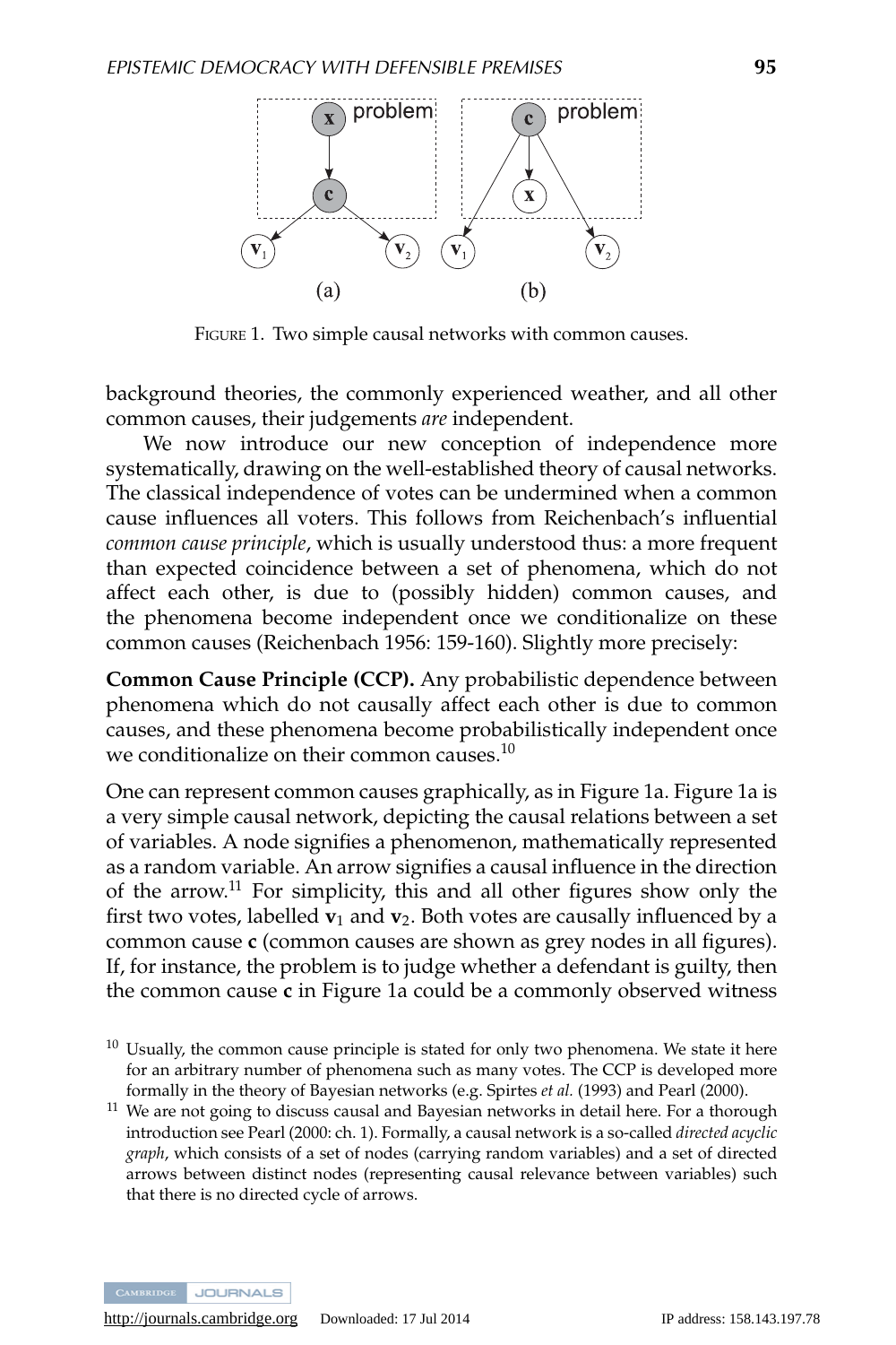FIGURE 1. Two simple causal networks with common causes.

background theories, the commonly experienced weather, and all other common causes, their judgements *are* independent.

We now introduce our new conception of independence more systematically, drawing on the well-established theory of causal networks. The classical independence of votes can be undermined when a common cause influences all voters. This follows from Reichenbach's influential *common cause principle*, which is usually understood thus: a more frequent than expected coincidence between a set of phenomena, which do not affect each other, is due to (possibly hidden) common causes, and the phenomena become independent once we conditionalize on these common causes (Reichenbach 1956: 159-160). Slightly more precisely:

**Common Cause Principle (CCP).** Any probabilistic dependence between phenomena which do not causally affect each other is due to common causes, and these phenomena become probabilistically independent once we conditionalize on their common causes.[10]

One can represent common causes graphically, as in Figure 1a. Figure 1a is a very simple causal network, depicting the causal relations between a set of variables. A node signifies a phenomenon, mathematically represented as a random variable. An arrow signifies a causal influence in the direction of the arrow.[11] For simplicity, this and all other figures show only the first two votes, labelled $\mathbf{v}_1$ and $\mathbf{v}_2$. Both votes are causally influenced by a common cause $\mathbf{c}$ (common causes are shown as grey nodes in all figures). If, for instance, the problem is to judge whether a defendant is guilty, then the common cause $\mathbf{c}$ in Figure 1a could be a commonly observed witness

[10] Usually, the common cause principle is stated for only two phenomena. We state it here for an arbitrary number of phenomena such as many votes. The CCP is developed more formally in the theory of Bayesian networks (e.g. Spirtes *et al.* (1993) and Pearl (2000).

[11] We are not going to discuss causal and Bayesian networks in detail here. For a thorough introduction see Pearl (2000: ch. 1). Formally, a causal network is a so-called *directed acyclic graph*, which consists of a set of nodes (carrying random variables) and a set of directed arrows between distinct nodes (representing causal relevance between variables) such that there is no directed cycle of arrows.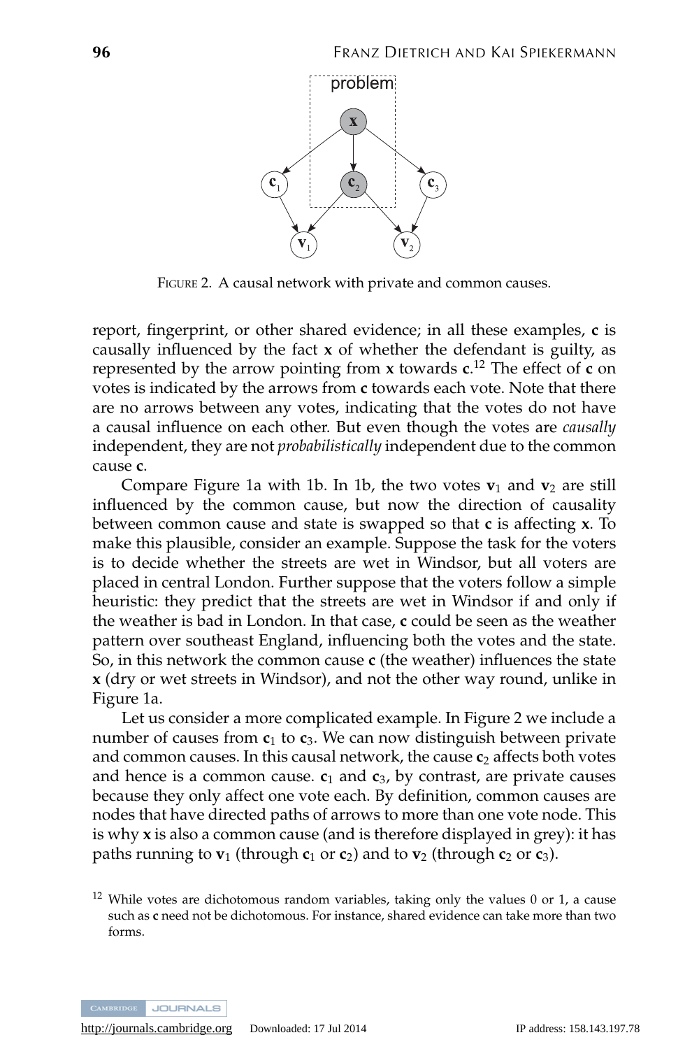FIGURE 2. A causal network with private and common causes.

report, fingerprint, or other shared evidence; in all these examples, **c** is causally influenced by the fact **x** of whether the defendant is guilty, as represented by the arrow pointing from **x** towards **c**.[12] The effect of **c** on votes is indicated by the arrows from **c** towards each vote. Note that there are no arrows between any votes, indicating that the votes do not have a causal influence on each other. But even though the votes are *causally* independent, they are not *probabilistically* independent due to the common cause **c**.

Compare Figure 1a with 1b. In 1b, the two votes $\mathbf{v}_1$ and $\mathbf{v}_2$ are still influenced by the common cause, but now the direction of causality between common cause and state is swapped so that **c** is affecting **x**. To make this plausible, consider an example. Suppose the task for the voters is to decide whether the streets are wet in Windsor, but all voters are placed in central London. Further suppose that the voters follow a simple heuristic: they predict that the streets are wet in Windsor if and only if the weather is bad in London. In that case, **c** could be seen as the weather pattern over southeast England, influencing both the votes and the state. So, in this network the common cause **c** (the weather) influences the state **x** (dry or wet streets in Windsor), and not the other way round, unlike in Figure 1a.

Let us consider a more complicated example. In Figure 2 we include a number of causes from $\mathbf{c}_1$ to $\mathbf{c}_3$. We can now distinguish between private and common causes. In this causal network, the cause $\mathbf{c}_2$ affects both votes and hence is a common cause. $\mathbf{c}_1$ and $\mathbf{c}_3$, by contrast, are private causes because they only affect one vote each. By definition, common causes are nodes that have directed paths of arrows to more than one vote node. This is why **x** is also a common cause (and is therefore displayed in grey): it has paths running to $\mathbf{v}_1$ (through $\mathbf{c}_1$ or $\mathbf{c}_2$) and to $\mathbf{v}_2$ (through $\mathbf{c}_2$ or $\mathbf{c}_3$).

[12] While votes are dichotomous random variables, taking only the values 0 or 1, a cause such as **c** need not be dichotomous. For instance, shared evidence can take more than two forms.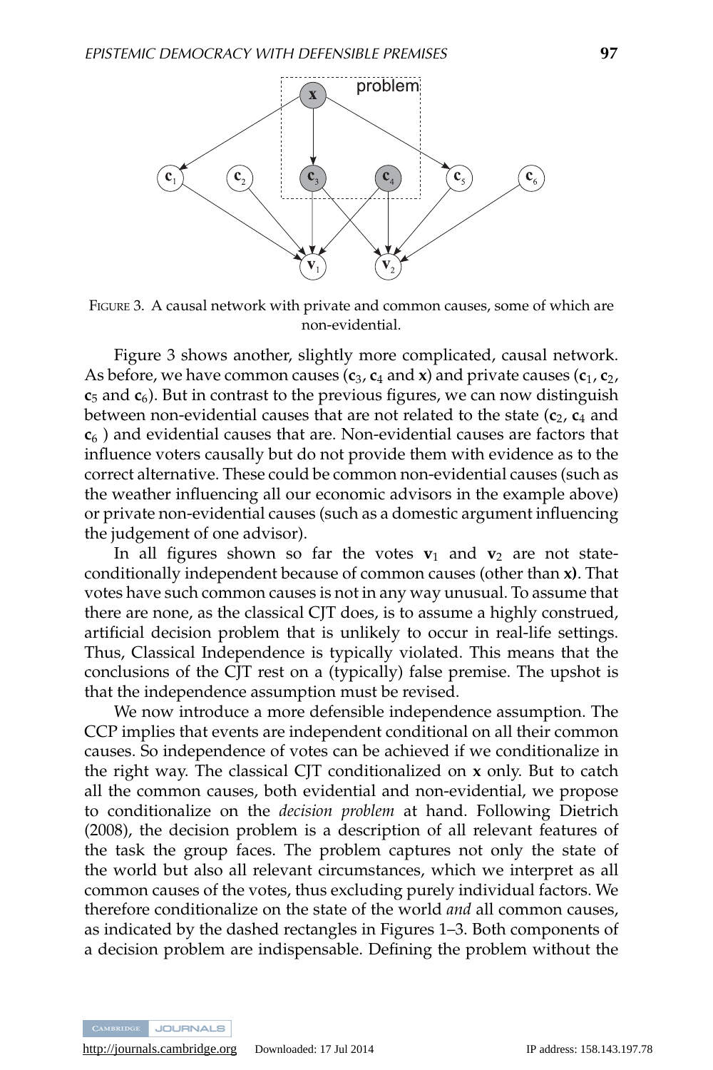FIGURE 3. A causal network with private and common causes, some of which are non-evidential.

Figure 3 shows another, slightly more complicated, causal network. As before, we have common causes ($\mathbf{c}_3$, $\mathbf{c}_4$ and $\mathbf{x}$) and private causes ($\mathbf{c}_1$, $\mathbf{c}_2$, $\mathbf{c}_5$ and $\mathbf{c}_6$). But in contrast to the previous figures, we can now distinguish between non-evidential causes that are not related to the state ($\mathbf{c}_2$, $\mathbf{c}_4$ and $\mathbf{c}_6$ ) and evidential causes that are. Non-evidential causes are factors that influence voters causally but do not provide them with evidence as to the correct alternative. These could be common non-evidential causes (such as the weather influencing all our economic advisors in the example above) or private non-evidential causes (such as a domestic argument influencing the judgement of one advisor).

In all figures shown so far the votes $\mathbf{v}_1$ and $\mathbf{v}_2$ are not state-conditionally independent because of common causes (other than $\mathbf{x}$). That votes have such common causes is not in any way unusual. To assume that there are none, as the classical CJT does, is to assume a highly construed, artificial decision problem that is unlikely to occur in real-life settings. Thus, Classical Independence is typically violated. This means that the conclusions of the CJT rest on a (typically) false premise. The upshot is that the independence assumption must be revised.

We now introduce a more defensible independence assumption. The CCP implies that events are independent conditional on all their common causes. So independence of votes can be achieved if we conditionalize in the right way. The classical CJT conditionalized on $\mathbf{x}$ only. But to catch all the common causes, both evidential and non-evidential, we propose to conditionalize on the *decision problem* at hand. Following Dietrich (2008), the decision problem is a description of all relevant features of the task the group faces. The problem captures not only the state of the world but also all relevant circumstances, which we interpret as all common causes of the votes, thus excluding purely individual factors. We therefore conditionalize on the state of the world *and* all common causes, as indicated by the dashed rectangles in Figures 1–3. Both components of a decision problem are indispensable. Defining the problem without the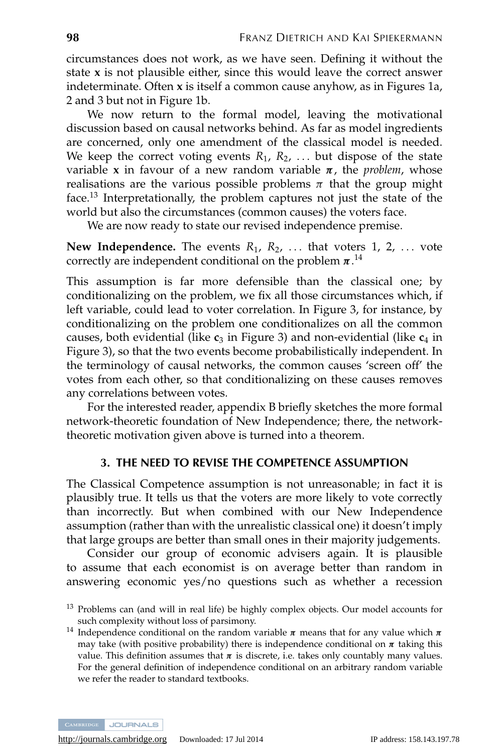circumstances does not work, as we have seen. Defining it without the state $\mathbf{x}$ is not plausible either, since this would leave the correct answer indeterminate. Often $\mathbf{x}$ is itself a common cause anyhow, as in Figures 1a, 2 and 3 but not in Figure 1b.

We now return to the formal model, leaving the motivational discussion based on causal networks behind. As far as model ingredients are concerned, only one amendment of the classical model is needed. We keep the correct voting events $R_1$, $R_2$, ... but dispose of the state variable $\mathbf{x}$ in favour of a new random variable $\boldsymbol{\pi}$, the *problem*, whose realisations are the various possible problems $\pi$ that the group might face.[13] Interpretationally, the problem captures not just the state of the world but also the circumstances (common causes) the voters face.

We are now ready to state our revised independence premise.

**New Independence.** The events $R_1$, $R_2$, ... that voters 1, 2, ... vote correctly are independent conditional on the problem $\boldsymbol{\pi}$.[14]

This assumption is far more defensible than the classical one; by conditionalizing on the problem, we fix all those circumstances which, if left variable, could lead to voter correlation. In Figure 3, for instance, by conditionalizing on the problem one conditionalizes on all the common causes, both evidential (like $\mathbf{c}_3$ in Figure 3) and non-evidential (like $\mathbf{c}_4$ in Figure 3), so that the two events become probabilistically independent. In the terminology of causal networks, the common causes 'screen off' the votes from each other, so that conditionalizing on these causes removes any correlations between votes.

For the interested reader, appendix B briefly sketches the more formal network-theoretic foundation of New Independence; there, the network-theoretic motivation given above is turned into a theorem.

## 3. THE NEED TO REVISE THE COMPETENCE ASSUMPTION

The Classical Competence assumption is not unreasonable; in fact it is plausibly true. It tells us that the voters are more likely to vote correctly than incorrectly. But when combined with our New Independence assumption (rather than with the unrealistic classical one) it doesn't imply that large groups are better than small ones in their majority judgements.

Consider our group of economic advisers again. It is plausible to assume that each economist is on average better than random in answering economic yes/no questions such as whether a recession

---

[13] Problems can (and will in real life) be highly complex objects. Our model accounts for such complexity without loss of parsimony.

[14] Independence conditional on the random variable $\boldsymbol{\pi}$ means that for any value which $\boldsymbol{\pi}$ may take (with positive probability) there is independence conditional on $\boldsymbol{\pi}$ taking this value. This definition assumes that $\boldsymbol{\pi}$ is discrete, i.e. takes only countably many values. For the general definition of independence conditional on an arbitrary random variable we refer the reader to standard textbooks.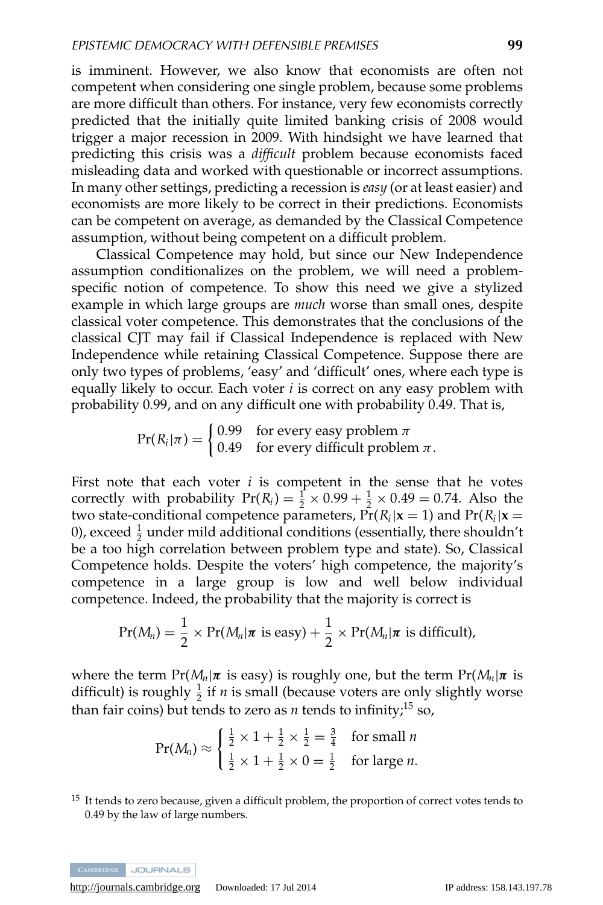is imminent. However, we also know that economists are often not competent when considering one single problem, because some problems are more difficult than others. For instance, very few economists correctly predicted that the initially quite limited banking crisis of 2008 would trigger a major recession in 2009. With hindsight we have learned that predicting this crisis was a *difficult* problem because economists faced misleading data and worked with questionable or incorrect assumptions. In many other settings, predicting a recession is *easy* (or at least easier) and economists are more likely to be correct in their predictions. Economists can be competent on average, as demanded by the Classical Competence assumption, without being competent on a difficult problem.

Classical Competence may hold, but since our New Independence assumption conditionalizes on the problem, we will need a problem-specific notion of competence. To show this need we give a stylized example in which large groups are *much* worse than small ones, despite classical voter competence. This demonstrates that the conclusions of the classical CJT may fail if Classical Independence is replaced with New Independence while retaining Classical Competence. Suppose there are only two types of problems, 'easy' and 'difficult' ones, where each type is equally likely to occur. Each voter $i$ is correct on any easy problem with probability 0.99, and on any difficult one with probability 0.49. That is,

$$\Pr(R_i|\pi) = \begin{cases} 0.99 & \text{for every easy problem } \pi \\ 0.49 & \text{for every difficult problem } \pi. \end{cases}$$

First note that each voter $i$ is competent in the sense that he votes correctly with probability $\Pr(R_i) = \frac{1}{2} \times 0.99 + \frac{1}{2} \times 0.49 = 0.74$. Also the two state-conditional competence parameters, $\Pr(R_i|\mathbf{x} = 1)$ and $\Pr(R_i|\mathbf{x} = 0)$, exceed $\frac{1}{2}$ under mild additional conditions (essentially, there shouldn't be a too high correlation between problem type and state). So, Classical Competence holds. Despite the voters' high competence, the majority's competence in a large group is low and well below individual competence. Indeed, the probability that the majority is correct is

$$\Pr(M_n) = \frac{1}{2} \times \Pr(M_n|\boldsymbol{\pi} \text{ is easy}) + \frac{1}{2} \times \Pr(M_n|\boldsymbol{\pi} \text{ is difficult}),$$

where the term $\Pr(M_n|\boldsymbol{\pi}$ is easy) is roughly one, but the term $\Pr(M_n|\boldsymbol{\pi}$ is difficult) is roughly $\frac{1}{2}$ if $n$ is small (because voters are only slightly worse than fair coins) but tends to zero as $n$ tends to infinity;[15] so,

$$\Pr(M_n) \approx \begin{cases} \frac{1}{2} \times 1 + \frac{1}{2} \times \frac{1}{2} = \frac{3}{4} & \text{for small } n \\ \frac{1}{2} \times 1 + \frac{1}{2} \times 0 = \frac{1}{2} & \text{for large } n. \end{cases}$$

[15] It tends to zero because, given a difficult problem, the proportion of correct votes tends to 0.49 by the law of large numbers.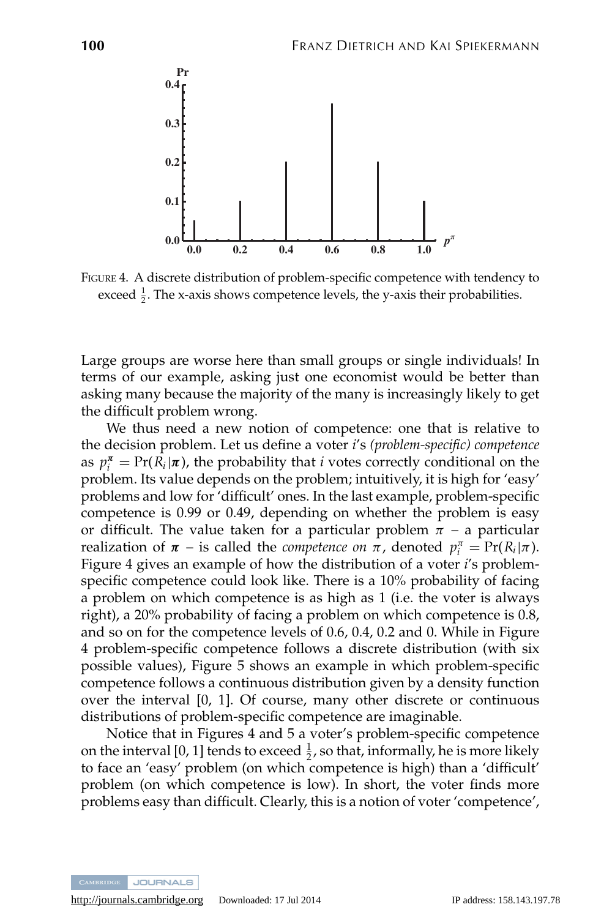FIGURE 4. A discrete distribution of problem-specific competence with tendency to exceed $\frac{1}{2}$. The x-axis shows competence levels, the y-axis their probabilities.

Large groups are worse here than small groups or single individuals! In terms of our example, asking just one economist would be better than asking many because the majority of the many is increasingly likely to get the difficult problem wrong.

We thus need a new notion of competence: one that is relative to the decision problem. Let us define a voter $i$'s *(problem-specific) competence* as $p_i^{\boldsymbol{\pi}} = \Pr(R_i|\boldsymbol{\pi})$, the probability that $i$ votes correctly conditional on the problem. Its value depends on the problem; intuitively, it is high for 'easy' problems and low for 'difficult' ones. In the last example, problem-specific competence is 0.99 or 0.49, depending on whether the problem is easy or difficult. The value taken for a particular problem $\pi$ – a particular realization of $\boldsymbol{\pi}$ – is called the *competence on* $\pi$, denoted $p_i^{\pi} = \Pr(R_i|\pi)$. Figure 4 gives an example of how the distribution of a voter $i$'s problem-specific competence could look like. There is a 10% probability of facing a problem on which competence is as high as 1 (i.e. the voter is always right), a 20% probability of facing a problem on which competence is 0.8, and so on for the competence levels of 0.6, 0.4, 0.2 and 0. While in Figure 4 problem-specific competence follows a discrete distribution (with six possible values), Figure 5 shows an example in which problem-specific competence follows a continuous distribution given by a density function over the interval [0, 1]. Of course, many other discrete or continuous distributions of problem-specific competence are imaginable.

Notice that in Figures 4 and 5 a voter's problem-specific competence on the interval [0, 1] tends to exceed $\frac{1}{2}$, so that, informally, he is more likely to face an 'easy' problem (on which competence is high) than a 'difficult' problem (on which competence is low). In short, the voter finds more problems easy than difficult. Clearly, this is a notion of voter 'competence',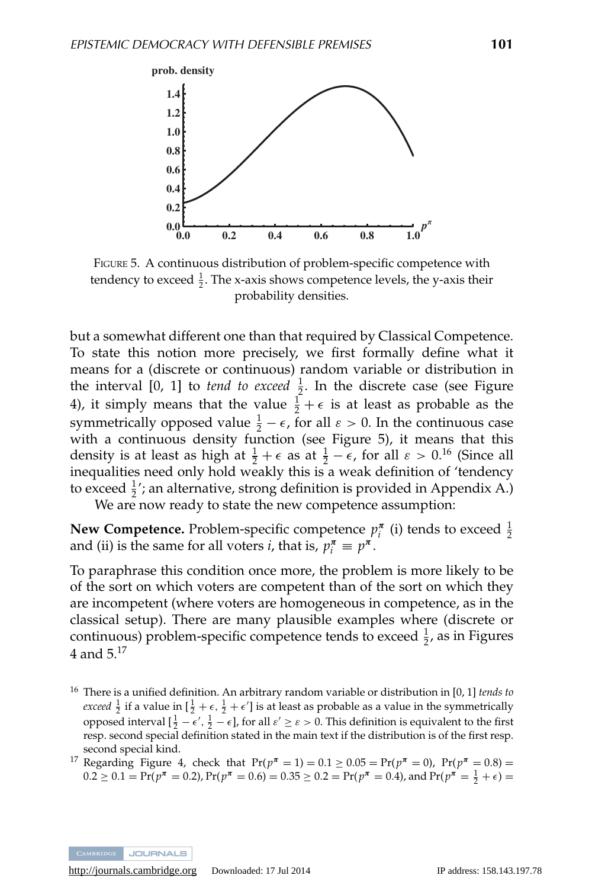FIGURE 5. A continuous distribution of problem-specific competence with tendency to exceed $\frac{1}{2}$. The x-axis shows competence levels, the y-axis their probability densities.

but a somewhat different one than that required by Classical Competence. To state this notion more precisely, we first formally define what it means for a (discrete or continuous) random variable or distribution in the interval [0, 1] to *tend to exceed* $\frac{1}{2}$. In the discrete case (see Figure 4), it simply means that the value $\frac{1}{2} + \epsilon$ is at least as probable as the symmetrically opposed value $\frac{1}{2} - \epsilon$, for all $\varepsilon > 0$. In the continuous case with a continuous density function (see Figure 5), it means that this density is at least as high at $\frac{1}{2} + \epsilon$ as at $\frac{1}{2} - \epsilon$, for all $\varepsilon > 0$.[16] (Since all inequalities need only hold weakly this is a weak definition of 'tendency to exceed $\frac{1}{2}$'; an alternative, strong definition is provided in Appendix A.)

We are now ready to state the new competence assumption:

**New Competence.** Problem-specific competence $p_i^\pi$ (i) tends to exceed $\frac{1}{2}$ and (ii) is the same for all voters $i$, that is, $p_i^\pi \equiv p^\pi$.

To paraphrase this condition once more, the problem is more likely to be of the sort on which voters are competent than of the sort on which they are incompetent (where voters are homogeneous in competence, as in the classical setup). There are many plausible examples where (discrete or continuous) problem-specific competence tends to exceed $\frac{1}{2}$, as in Figures 4 and 5.[17]

[16] There is a unified definition. An arbitrary random variable or distribution in [0, 1] *tends to exceed* $\frac{1}{2}$ if a value in $[\frac{1}{2} + \epsilon, \frac{1}{2} + \epsilon']$ is at least as probable as a value in the symmetrically opposed interval $[\frac{1}{2} - \epsilon', \frac{1}{2} - \epsilon]$, for all $\varepsilon' \geq \varepsilon > 0$. This definition is equivalent to the first resp. second special definition stated in the main text if the distribution is of the first resp. second special kind.

[17] Regarding Figure 4, check that $\Pr(p^\pi = 1) = 0.1 \geq 0.05 = \Pr(p^\pi = 0)$, $\Pr(p^\pi = 0.8) = 0.2 \geq 0.1 = \Pr(p^\pi = 0.2)$, $\Pr(p^\pi = 0.6) = 0.35 \geq 0.2 = \Pr(p^\pi = 0.4)$, and $\Pr(p^\pi = \frac{1}{2} + \epsilon) =$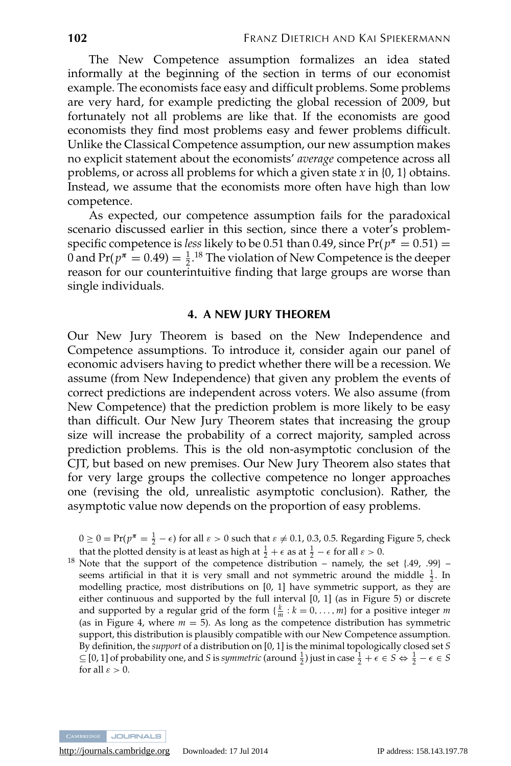The New Competence assumption formalizes an idea stated informally at the beginning of the section in terms of our economist example. The economists face easy and difficult problems. Some problems are very hard, for example predicting the global recession of 2009, but fortunately not all problems are like that. If the economists are good economists they find most problems easy and fewer problems difficult. Unlike the Classical Competence assumption, our new assumption makes no explicit statement about the economists' *average* competence across all problems, or across all problems for which a given state $x$ in $\{0, 1\}$ obtains. Instead, we assume that the economists more often have high than low competence.

As expected, our competence assumption fails for the paradoxical scenario discussed earlier in this section, since there a voter's problem-specific competence is *less* likely to be 0.51 than 0.49, since $\Pr(p^{\pi} = 0.51) = 0$ and $\Pr(p^{\pi} = 0.49) = \frac{1}{2}$.[18] The violation of New Competence is the deeper reason for our counterintuitive finding that large groups are worse than single individuals.

## 4. A NEW JURY THEOREM

Our New Jury Theorem is based on the New Independence and Competence assumptions. To introduce it, consider again our panel of economic advisers having to predict whether there will be a recession. We assume (from New Independence) that given any problem the events of correct predictions are independent across voters. We also assume (from New Competence) that the prediction problem is more likely to be easy than difficult. Our New Jury Theorem states that increasing the group size will increase the probability of a correct majority, sampled across prediction problems. This is the old non-asymptotic conclusion of the CJT, but based on new premises. Our New Jury Theorem also states that for very large groups the collective competence no longer approaches one (revising the old, unrealistic asymptotic conclusion). Rather, the asymptotic value now depends on the proportion of easy problems.

---

$0 \geq 0 = \Pr(p^{\pi} = \frac{1}{2} - \epsilon)$ for all $\varepsilon > 0$ such that $\varepsilon \neq 0.1, 0.3, 0.5$. Regarding Figure 5, check that the plotted density is at least as high at $\frac{1}{2} + \epsilon$ as at $\frac{1}{2} - \epsilon$ for all $\varepsilon > 0$.

[18] Note that the support of the competence distribution – namely, the set $\{.49, .99\}$ – seems artificial in that it is very small and not symmetric around the middle $\frac{1}{2}$. In modelling practice, most distributions on $[0, 1]$ have symmetric support, as they are either continuous and supported by the full interval $[0, 1]$ (as in Figure 5) or discrete and supported by a regular grid of the form $\{\frac{k}{m} : k = 0, \ldots, m\}$ for a positive integer $m$ (as in Figure 4, where $m = 5$). As long as the competence distribution has symmetric support, this distribution is plausibly compatible with our New Competence assumption. By definition, the *support* of a distribution on $[0, 1]$ is the minimal topologically closed set $S \subseteq [0, 1]$ of probability one, and $S$ is *symmetric* (around $\frac{1}{2}$) just in case $\frac{1}{2} + \epsilon \in S \Leftrightarrow \frac{1}{2} - \epsilon \in S$ for all $\varepsilon > 0$.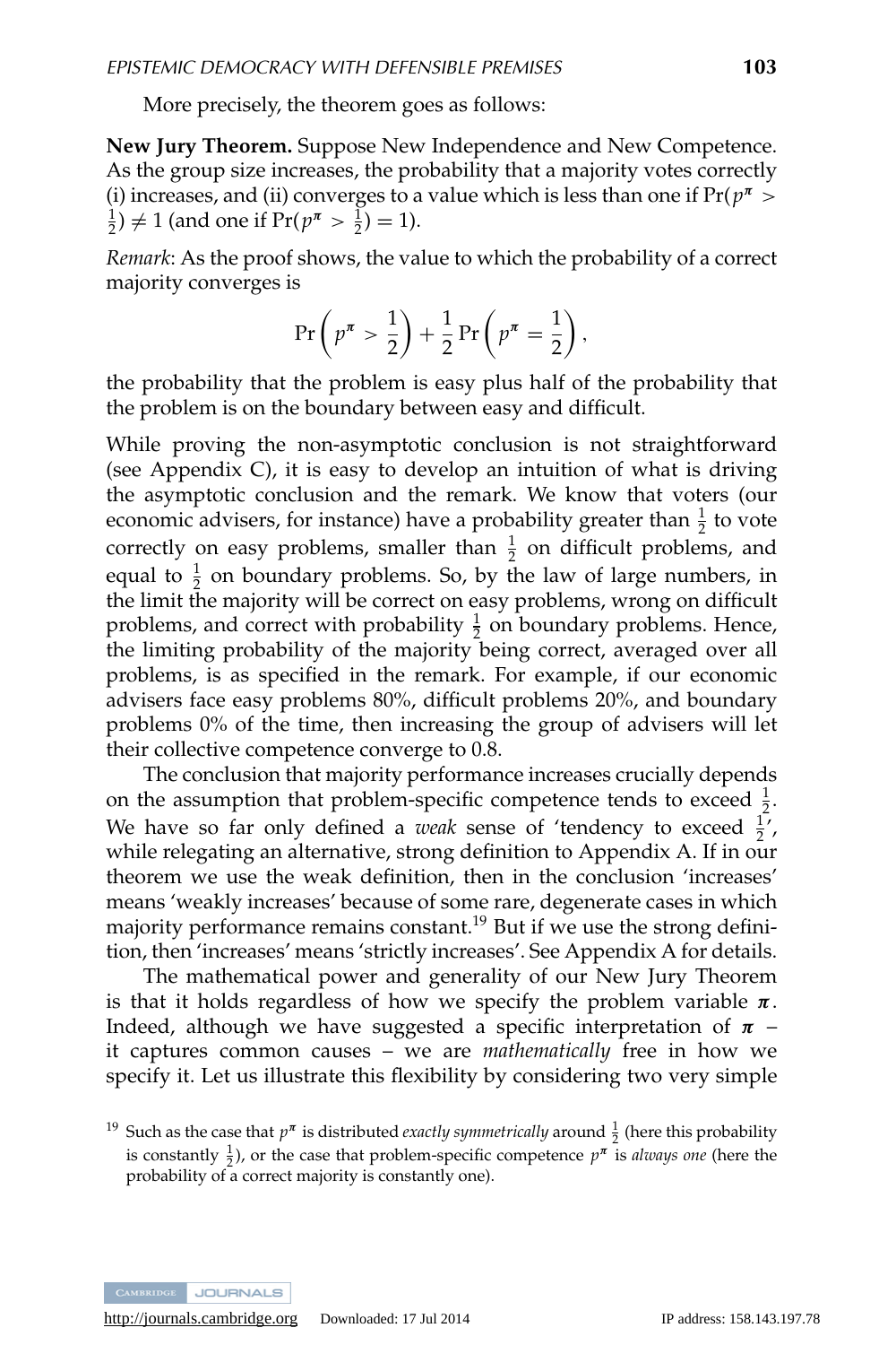More precisely, the theorem goes as follows:

**New Jury Theorem.** Suppose New Independence and New Competence. As the group size increases, the probability that a majority votes correctly (i) increases, and (ii) converges to a value which is less than one if $\Pr(p^{\boldsymbol{\pi}} > \frac{1}{2}) \neq 1$ (and one if $\Pr(p^{\boldsymbol{\pi}} > \frac{1}{2}) = 1$).

*Remark*: As the proof shows, the value to which the probability of a correct majority converges is

$$\Pr\left(p^{\boldsymbol{\pi}} > \frac{1}{2}\right) + \frac{1}{2}\Pr\left(p^{\boldsymbol{\pi}} = \frac{1}{2}\right),$$

the probability that the problem is easy plus half of the probability that the problem is on the boundary between easy and difficult.

While proving the non-asymptotic conclusion is not straightforward (see Appendix C), it is easy to develop an intuition of what is driving the asymptotic conclusion and the remark. We know that voters (our economic advisers, for instance) have a probability greater than $\frac{1}{2}$ to vote correctly on easy problems, smaller than $\frac{1}{2}$ on difficult problems, and equal to $\frac{1}{2}$ on boundary problems. So, by the law of large numbers, in the limit the majority will be correct on easy problems, wrong on difficult problems, and correct with probability $\frac{1}{2}$ on boundary problems. Hence, the limiting probability of the majority being correct, averaged over all problems, is as specified in the remark. For example, if our economic advisers face easy problems 80%, difficult problems 20%, and boundary problems 0% of the time, then increasing the group of advisers will let their collective competence converge to 0.8.

The conclusion that majority performance increases crucially depends on the assumption that problem-specific competence tends to exceed $\frac{1}{2}$. We have so far only defined a *weak* sense of 'tendency to exceed $\frac{1}{2}$', while relegating an alternative, strong definition to Appendix A. If in our theorem we use the weak definition, then in the conclusion 'increases' means 'weakly increases' because of some rare, degenerate cases in which majority performance remains constant.[19] But if we use the strong definition, then 'increases' means 'strictly increases'. See Appendix A for details.

The mathematical power and generality of our New Jury Theorem is that it holds regardless of how we specify the problem variable $\boldsymbol{\pi}$. Indeed, although we have suggested a specific interpretation of $\boldsymbol{\pi}$ – it captures common causes – we are *mathematically* free in how we specify it. Let us illustrate this flexibility by considering two very simple

[19] Such as the case that $p^{\boldsymbol{\pi}}$ is distributed *exactly symmetrically* around $\frac{1}{2}$ (here this probability is constantly $\frac{1}{2}$), or the case that problem-specific competence $p^{\boldsymbol{\pi}}$ is *always one* (here the probability of a correct majority is constantly one).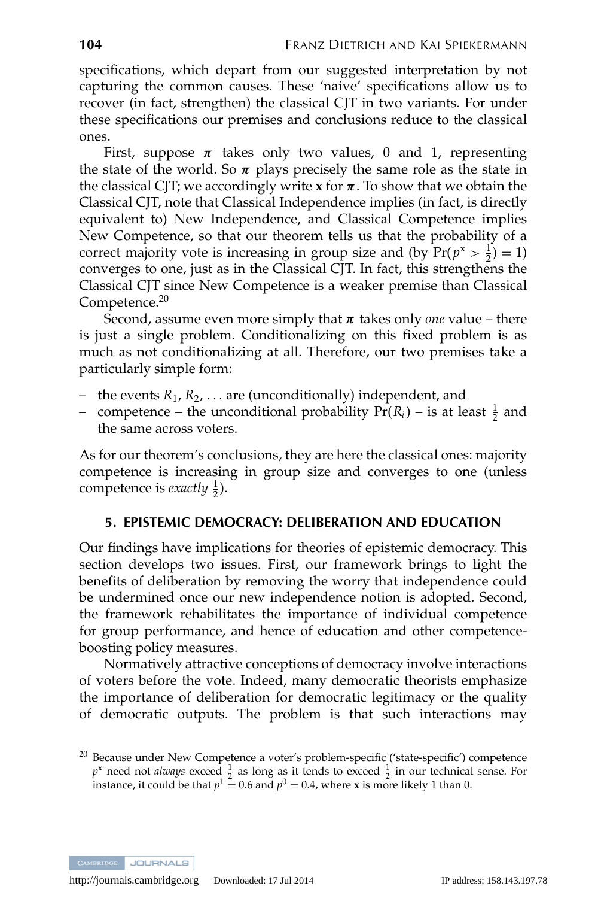specifications, which depart from our suggested interpretation by not capturing the common causes. These 'naive' specifications allow us to recover (in fact, strengthen) the classical CJT in two variants. For under these specifications our premises and conclusions reduce to the classical ones.

First, suppose $\boldsymbol{\pi}$ takes only two values, 0 and 1, representing the state of the world. So $\boldsymbol{\pi}$ plays precisely the same role as the state in the classical CJT; we accordingly write $\mathbf{x}$ for $\boldsymbol{\pi}$. To show that we obtain the Classical CJT, note that Classical Independence implies (in fact, is directly equivalent to) New Independence, and Classical Competence implies New Competence, so that our theorem tells us that the probability of a correct majority vote is increasing in group size and (by $\Pr(p^{\mathbf{x}} > \frac{1}{2}) = 1$) converges to one, just as in the Classical CJT. In fact, this strengthens the Classical CJT since New Competence is a weaker premise than Classical Competence.[20]

Second, assume even more simply that $\boldsymbol{\pi}$ takes only *one* value – there is just a single problem. Conditionalizing on this fixed problem is as much as not conditionalizing at all. Therefore, our two premises take a particularly simple form:

– the events $R_1, R_2, \ldots$ are (unconditionally) independent, and
– competence – the unconditional probability $\Pr(R_i)$ – is at least $\frac{1}{2}$ and the same across voters.

As for our theorem's conclusions, they are here the classical ones: majority competence is increasing in group size and converges to one (unless competence is *exactly* $\frac{1}{2}$).

## 5. EPISTEMIC DEMOCRACY: DELIBERATION AND EDUCATION

Our findings have implications for theories of epistemic democracy. This section develops two issues. First, our framework brings to light the benefits of deliberation by removing the worry that independence could be undermined once our new independence notion is adopted. Second, the framework rehabilitates the importance of individual competence for group performance, and hence of education and other competence-boosting policy measures.

Normatively attractive conceptions of democracy involve interactions of voters before the vote. Indeed, many democratic theorists emphasize the importance of deliberation for democratic legitimacy or the quality of democratic outputs. The problem is that such interactions may

[20] Because under New Competence a voter's problem-specific ('state-specific') competence $p^{\mathbf{x}}$ need not *always* exceed $\frac{1}{2}$ as long as it tends to exceed $\frac{1}{2}$ in our technical sense. For instance, it could be that $p^1 = 0.6$ and $p^0 = 0.4$, where $\mathbf{x}$ is more likely 1 than 0.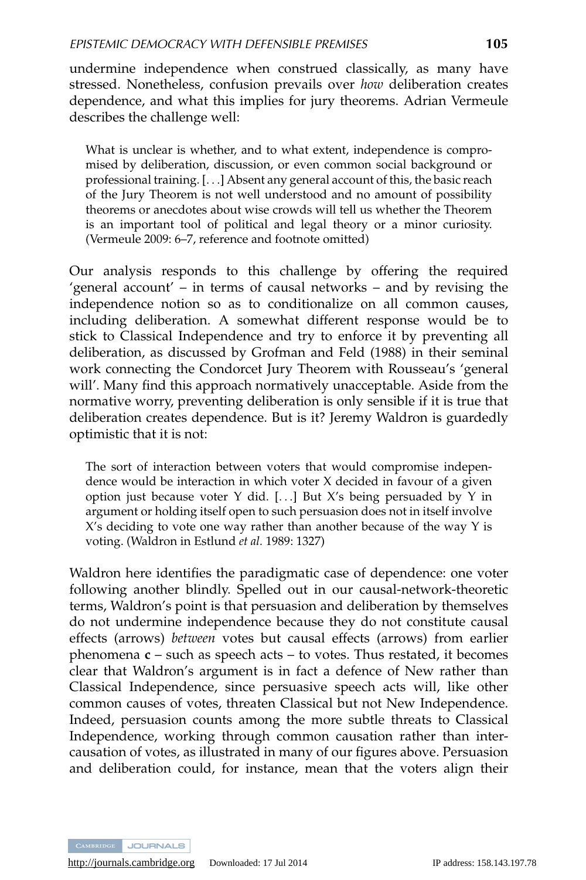undermine independence when construed classically, as many have stressed. Nonetheless, confusion prevails over *how* deliberation creates dependence, and what this implies for jury theorems. Adrian Vermeule describes the challenge well:

> What is unclear is whether, and to what extent, independence is compromised by deliberation, discussion, or even common social background or professional training. [. . .] Absent any general account of this, the basic reach of the Jury Theorem is not well understood and no amount of possibility theorems or anecdotes about wise crowds will tell us whether the Theorem is an important tool of political and legal theory or a minor curiosity. (Vermeule 2009: 6–7, reference and footnote omitted)

Our analysis responds to this challenge by offering the required 'general account' – in terms of causal networks – and by revising the independence notion so as to conditionalize on all common causes, including deliberation. A somewhat different response would be to stick to Classical Independence and try to enforce it by preventing all deliberation, as discussed by Grofman and Feld (1988) in their seminal work connecting the Condorcet Jury Theorem with Rousseau's 'general will'. Many find this approach normatively unacceptable. Aside from the normative worry, preventing deliberation is only sensible if it is true that deliberation creates dependence. But is it? Jeremy Waldron is guardedly optimistic that it is not:

> The sort of interaction between voters that would compromise independence would be interaction in which voter X decided in favour of a given option just because voter Y did. [. . .] But X's being persuaded by Y in argument or holding itself open to such persuasion does not in itself involve X's deciding to vote one way rather than another because of the way Y is voting. (Waldron in Estlund *et al.* 1989: 1327)

Waldron here identifies the paradigmatic case of dependence: one voter following another blindly. Spelled out in our causal-network-theoretic terms, Waldron's point is that persuasion and deliberation by themselves do not undermine independence because they do not constitute causal effects (arrows) *between* votes but causal effects (arrows) from earlier phenomena **c** – such as speech acts – to votes. Thus restated, it becomes clear that Waldron's argument is in fact a defence of New rather than Classical Independence, since persuasive speech acts will, like other common causes of votes, threaten Classical but not New Independence. Indeed, persuasion counts among the more subtle threats to Classical Independence, working through common causation rather than inter-causation of votes, as illustrated in many of our figures above. Persuasion and deliberation could, for instance, mean that the voters align their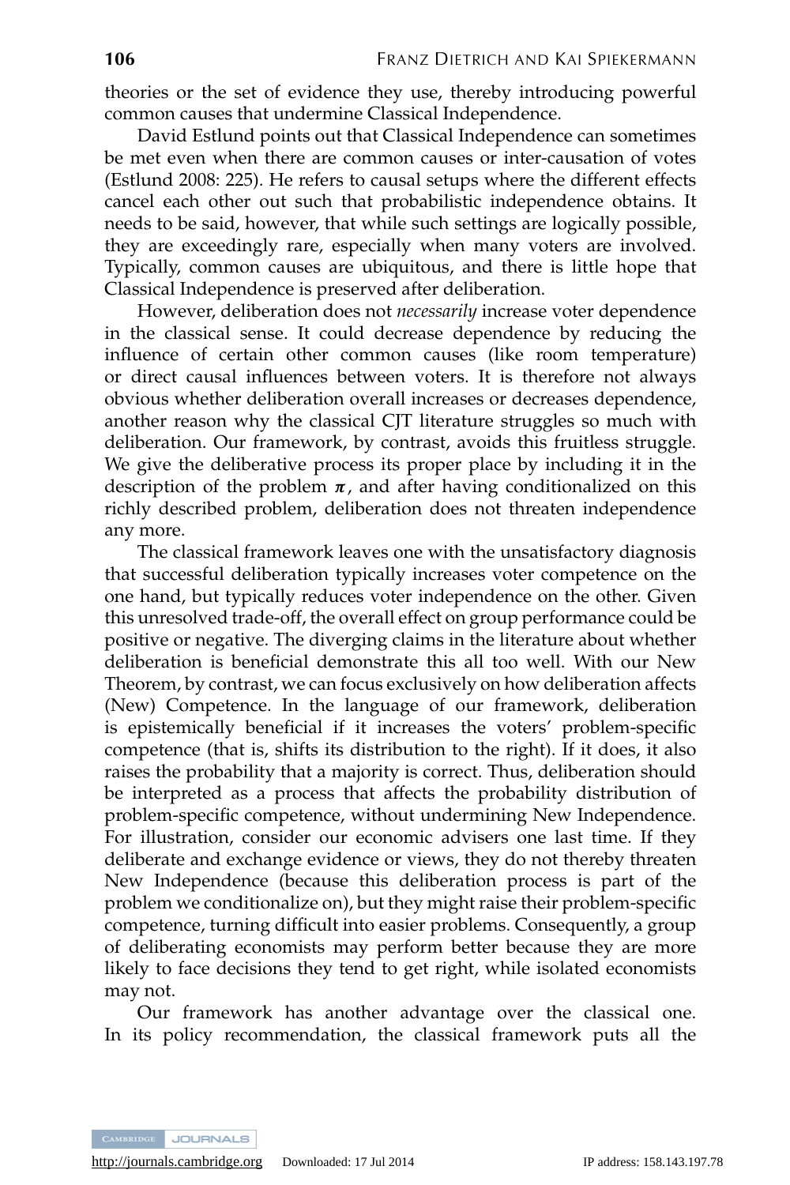theories or the set of evidence they use, thereby introducing powerful common causes that undermine Classical Independence.

David Estlund points out that Classical Independence can sometimes be met even when there are common causes or inter-causation of votes (Estlund 2008: 225). He refers to causal setups where the different effects cancel each other out such that probabilistic independence obtains. It needs to be said, however, that while such settings are logically possible, they are exceedingly rare, especially when many voters are involved. Typically, common causes are ubiquitous, and there is little hope that Classical Independence is preserved after deliberation.

However, deliberation does not *necessarily* increase voter dependence in the classical sense. It could decrease dependence by reducing the influence of certain other common causes (like room temperature) or direct causal influences between voters. It is therefore not always obvious whether deliberation overall increases or decreases dependence, another reason why the classical CJT literature struggles so much with deliberation. Our framework, by contrast, avoids this fruitless struggle. We give the deliberative process its proper place by including it in the description of the problem $\boldsymbol{\pi}$, and after having conditionalized on this richly described problem, deliberation does not threaten independence any more.

The classical framework leaves one with the unsatisfactory diagnosis that successful deliberation typically increases voter competence on the one hand, but typically reduces voter independence on the other. Given this unresolved trade-off, the overall effect on group performance could be positive or negative. The diverging claims in the literature about whether deliberation is beneficial demonstrate this all too well. With our New Theorem, by contrast, we can focus exclusively on how deliberation affects (New) Competence. In the language of our framework, deliberation is epistemically beneficial if it increases the voters' problem-specific competence (that is, shifts its distribution to the right). If it does, it also raises the probability that a majority is correct. Thus, deliberation should be interpreted as a process that affects the probability distribution of problem-specific competence, without undermining New Independence. For illustration, consider our economic advisers one last time. If they deliberate and exchange evidence or views, they do not thereby threaten New Independence (because this deliberation process is part of the problem we conditionalize on), but they might raise their problem-specific competence, turning difficult into easier problems. Consequently, a group of deliberating economists may perform better because they are more likely to face decisions they tend to get right, while isolated economists may not.

Our framework has another advantage over the classical one. In its policy recommendation, the classical framework puts all the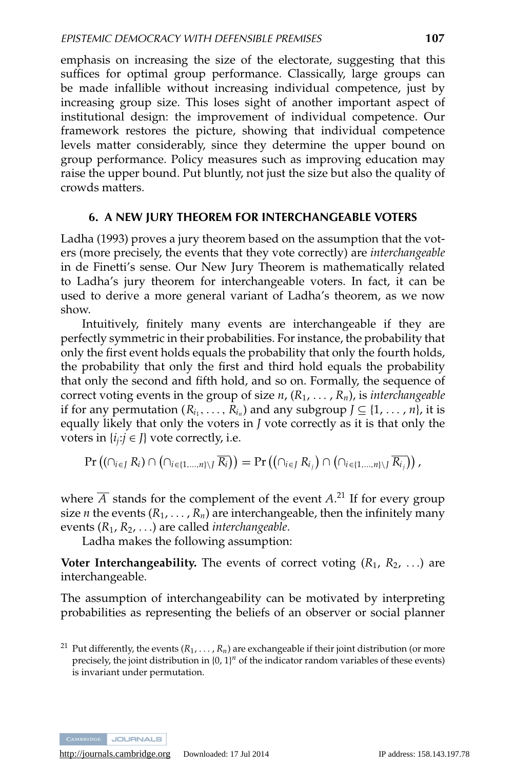emphasis on increasing the size of the electorate, suggesting that this suffices for optimal group performance. Classically, large groups can be made infallible without increasing individual competence, just by increasing group size. This loses sight of another important aspect of institutional design: the improvement of individual competence. Our framework restores the picture, showing that individual competence levels matter considerably, since they determine the upper bound on group performance. Policy measures such as improving education may raise the upper bound. Put bluntly, not just the size but also the quality of crowds matters.

## 6. A NEW JURY THEOREM FOR INTERCHANGEABLE VOTERS

Ladha (1993) proves a jury theorem based on the assumption that the voters (more precisely, the events that they vote correctly) are *interchangeable* in de Finetti's sense. Our New Jury Theorem is mathematically related to Ladha's jury theorem for interchangeable voters. In fact, it can be used to derive a more general variant of Ladha's theorem, as we now show.

Intuitively, finitely many events are interchangeable if they are perfectly symmetric in their probabilities. For instance, the probability that only the first event holds equals the probability that only the fourth holds, the probability that only the first and third hold equals the probability that only the second and fifth hold, and so on. Formally, the sequence of correct voting events in the group of size $n$, $(R_1, \ldots, R_n)$, is *interchangeable* if for any permutation $(R_{i_1}, \ldots, R_{i_n})$ and any subgroup $J \subseteq \{1, \ldots, n\}$, it is equally likely that only the voters in $J$ vote correctly as it is that only the voters in $\{i_j : j \in J\}$ vote correctly, i.e.

$$\Pr\left((\cap_{i \in J} R_i) \cap \left(\cap_{i \in \{1,\ldots,n\} \setminus J} \overline{R_i}\right)\right) = \Pr\left(\left(\cap_{i \in J} R_{i_j}\right) \cap \left(\cap_{i \in \{1,\ldots,n\} \setminus J} \overline{R_{i_j}}\right)\right),$$

where $\overline{A}$ stands for the complement of the event $A$.[21] If for every group size $n$ the events $(R_1, \ldots, R_n)$ are interchangeable, then the infinitely many events $(R_1, R_2, \ldots)$ are called *interchangeable*.

Ladha makes the following assumption:

**Voter Interchangeability.** The events of correct voting $(R_1, R_2, \ldots)$ are interchangeable.

The assumption of interchangeability can be motivated by interpreting probabilities as representing the beliefs of an observer or social planner

[21] Put differently, the events $(R_1, \ldots, R_n)$ are exchangeable if their joint distribution (or more precisely, the joint distribution in $\{0, 1\}^n$ of the indicator random variables of these events) is invariant under permutation.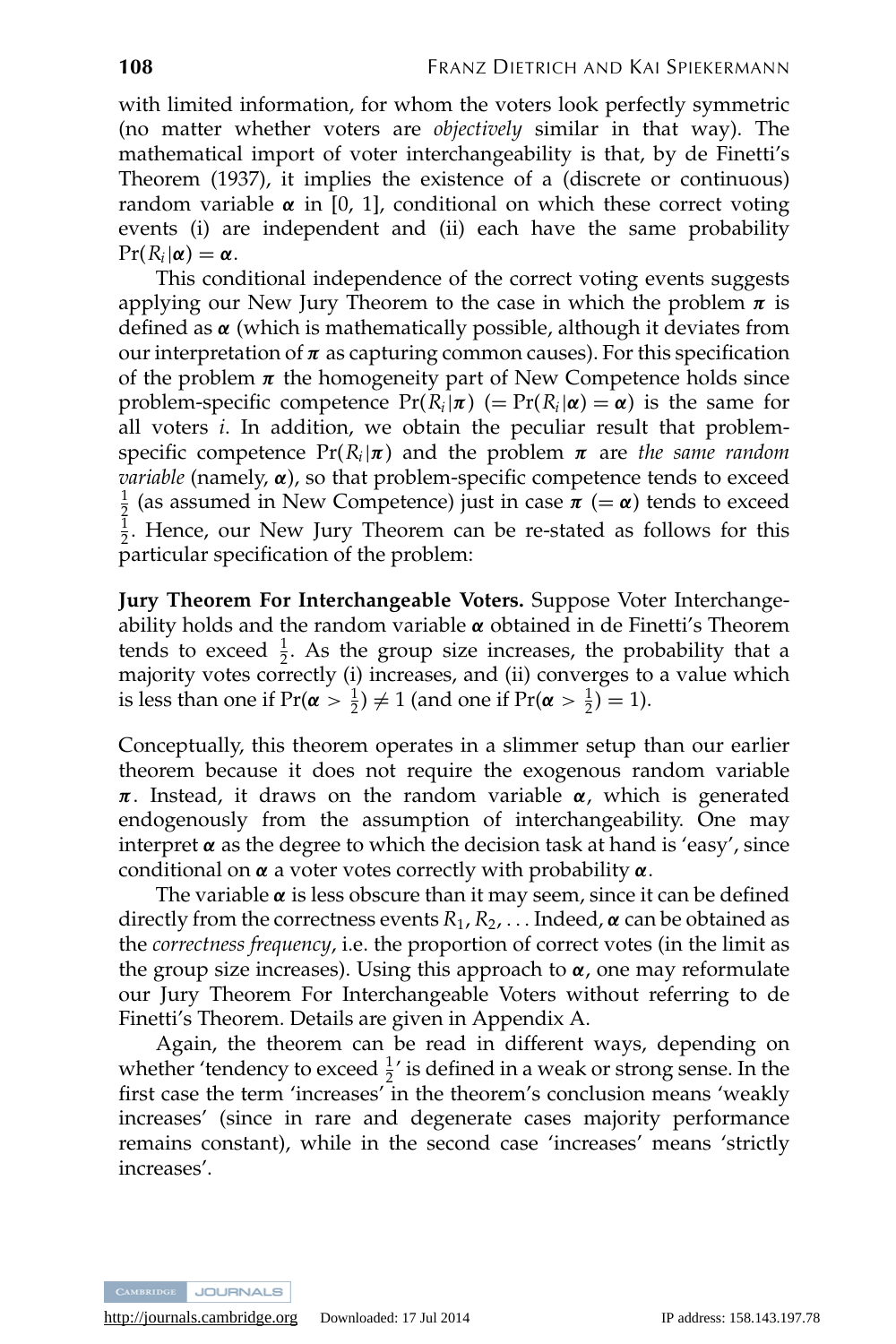with limited information, for whom the voters look perfectly symmetric (no matter whether voters are *objectively* similar in that way). The mathematical import of voter interchangeability is that, by de Finetti's Theorem (1937), it implies the existence of a (discrete or continuous) random variable $\boldsymbol{\alpha}$ in [0, 1], conditional on which these correct voting events (i) are independent and (ii) each have the same probability $\Pr(R_i|\boldsymbol{\alpha}) = \boldsymbol{\alpha}$.

This conditional independence of the correct voting events suggests applying our New Jury Theorem to the case in which the problem $\boldsymbol{\pi}$ is defined as $\boldsymbol{\alpha}$ (which is mathematically possible, although it deviates from our interpretation of $\boldsymbol{\pi}$ as capturing common causes). For this specification of the problem $\boldsymbol{\pi}$ the homogeneity part of New Competence holds since problem-specific competence $\Pr(R_i|\boldsymbol{\pi})$ $(= \Pr(R_i|\boldsymbol{\alpha}) = \boldsymbol{\alpha})$ is the same for all voters $i$. In addition, we obtain the peculiar result that problem-specific competence $\Pr(R_i|\boldsymbol{\pi})$ and the problem $\boldsymbol{\pi}$ are *the same random variable* (namely, $\boldsymbol{\alpha}$), so that problem-specific competence tends to exceed $\frac{1}{2}$ (as assumed in New Competence) just in case $\boldsymbol{\pi}$ $(= \boldsymbol{\alpha})$ tends to exceed $\frac{1}{2}$. Hence, our New Jury Theorem can be re-stated as follows for this particular specification of the problem:

**Jury Theorem For Interchangeable Voters.** Suppose Voter Interchangeability holds and the random variable $\boldsymbol{\alpha}$ obtained in de Finetti's Theorem tends to exceed $\frac{1}{2}$. As the group size increases, the probability that a majority votes correctly (i) increases, and (ii) converges to a value which is less than one if $\Pr(\boldsymbol{\alpha} > \frac{1}{2}) \neq 1$ (and one if $\Pr(\boldsymbol{\alpha} > \frac{1}{2}) = 1$).

Conceptually, this theorem operates in a slimmer setup than our earlier theorem because it does not require the exogenous random variable $\boldsymbol{\pi}$. Instead, it draws on the random variable $\boldsymbol{\alpha}$, which is generated endogenously from the assumption of interchangeability. One may interpret $\boldsymbol{\alpha}$ as the degree to which the decision task at hand is 'easy', since conditional on $\boldsymbol{\alpha}$ a voter votes correctly with probability $\boldsymbol{\alpha}$.

The variable $\boldsymbol{\alpha}$ is less obscure than it may seem, since it can be defined directly from the correctness events $R_1, R_2, \ldots$ Indeed, $\boldsymbol{\alpha}$ can be obtained as the *correctness frequency*, i.e. the proportion of correct votes (in the limit as the group size increases). Using this approach to $\boldsymbol{\alpha}$, one may reformulate our Jury Theorem For Interchangeable Voters without referring to de Finetti's Theorem. Details are given in Appendix A.

Again, the theorem can be read in different ways, depending on whether 'tendency to exceed $\frac{1}{2}$' is defined in a weak or strong sense. In the first case the term 'increases' in the theorem's conclusion means 'weakly increases' (since in rare and degenerate cases majority performance remains constant), while in the second case 'increases' means 'strictly increases'.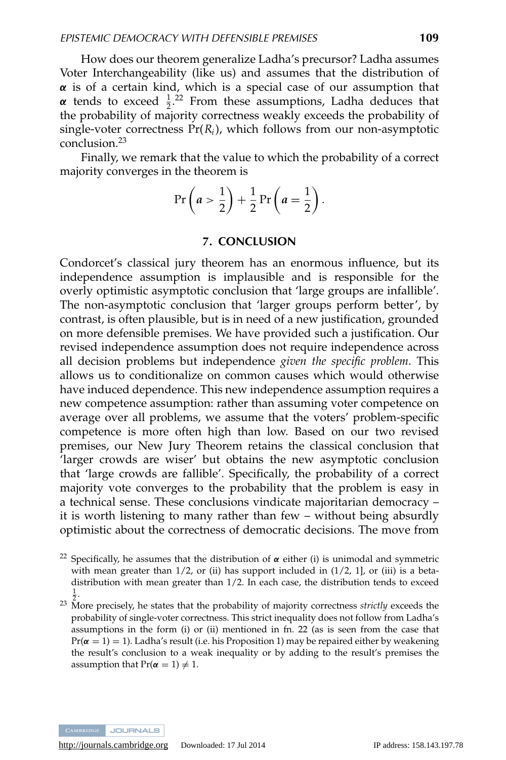How does our theorem generalize Ladha's precursor? Ladha assumes Voter Interchangeability (like us) and assumes that the distribution of $\boldsymbol{\alpha}$ is of a certain kind, which is a special case of our assumption that $\boldsymbol{\alpha}$ tends to exceed $\frac{1}{2}$.[22] From these assumptions, Ladha deduces that the probability of majority correctness weakly exceeds the probability of single-voter correctness $\Pr(R_i)$, which follows from our non-asymptotic conclusion.[23]

Finally, we remark that the value to which the probability of a correct majority converges in the theorem is

$$\Pr\left(\boldsymbol{a} > \frac{1}{2}\right) + \frac{1}{2}\Pr\left(\boldsymbol{a} = \frac{1}{2}\right).$$

## 7. CONCLUSION

Condorcet's classical jury theorem has an enormous influence, but its independence assumption is implausible and is responsible for the overly optimistic asymptotic conclusion that 'large groups are infallible'. The non-asymptotic conclusion that 'larger groups perform better', by contrast, is often plausible, but is in need of a new justification, grounded on more defensible premises. We have provided such a justification. Our revised independence assumption does not require independence across all decision problems but independence *given the specific problem*. This allows us to conditionalize on common causes which would otherwise have induced dependence. This new independence assumption requires a new competence assumption: rather than assuming voter competence on average over all problems, we assume that the voters' problem-specific competence is more often high than low. Based on our two revised premises, our New Jury Theorem retains the classical conclusion that 'larger crowds are wiser' but obtains the new asymptotic conclusion that 'large crowds are fallible'. Specifically, the probability of a correct majority vote converges to the probability that the problem is easy in a technical sense. These conclusions vindicate majoritarian democracy – it is worth listening to many rather than few – without being absurdly optimistic about the correctness of democratic decisions. The move from

[22] Specifically, he assumes that the distribution of $\boldsymbol{\alpha}$ either (i) is unimodal and symmetric with mean greater than 1/2, or (ii) has support included in (1/2, 1], or (iii) is a beta-distribution with mean greater than 1/2. In each case, the distribution tends to exceed $\frac{1}{2}$.

[23] More precisely, he states that the probability of majority correctness *strictly* exceeds the probability of single-voter correctness. This strict inequality does not follow from Ladha's assumptions in the form (i) or (ii) mentioned in fn. 22 (as is seen from the case that $\Pr(\boldsymbol{\alpha} = 1) = 1$). Ladha's result (i.e. his Proposition 1) may be repaired either by weakening the result's conclusion to a weak inequality or by adding to the result's premises the assumption that $\Pr(\boldsymbol{\alpha} = 1) \neq 1$.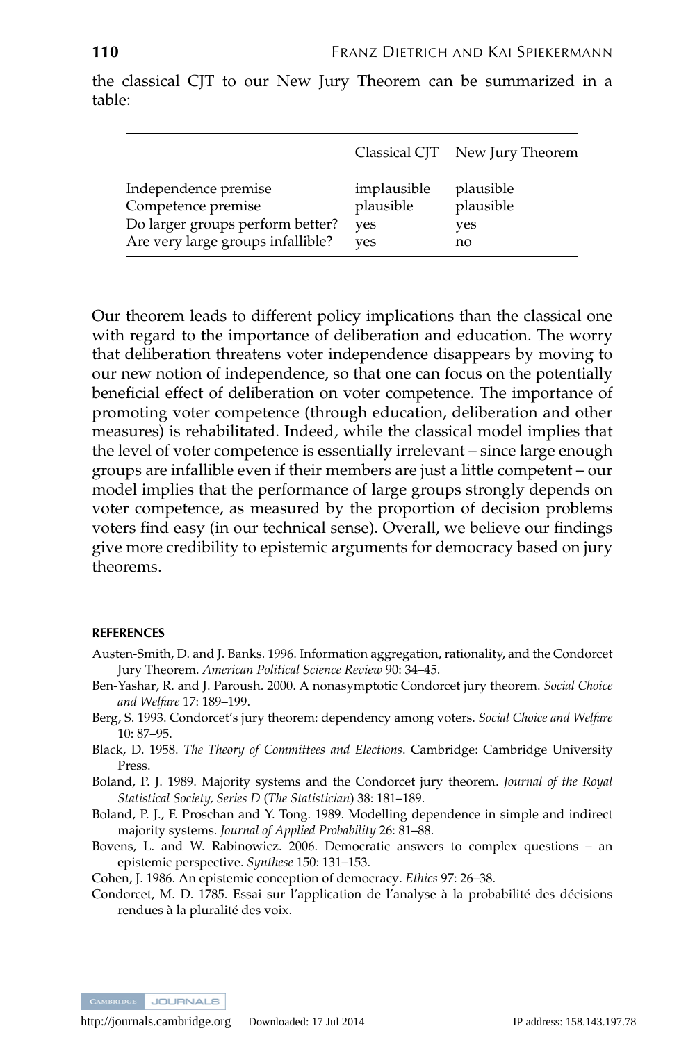the classical CJT to our New Jury Theorem can be summarized in a table:

| | Classical CJT | New Jury Theorem |
|---|---|---|
| Independence premise | implausible | plausible |
| Competence premise | plausible | plausible |
| Do larger groups perform better? | yes | yes |
| Are very large groups infallible? | yes | no |

Our theorem leads to different policy implications than the classical one with regard to the importance of deliberation and education. The worry that deliberation threatens voter independence disappears by moving to our new notion of independence, so that one can focus on the potentially beneficial effect of deliberation on voter competence. The importance of promoting voter competence (through education, deliberation and other measures) is rehabilitated. Indeed, while the classical model implies that the level of voter competence is essentially irrelevant – since large enough groups are infallible even if their members are just a little competent – our model implies that the performance of large groups strongly depends on voter competence, as measured by the proportion of decision problems voters find easy (in our technical sense). Overall, we believe our findings give more credibility to epistemic arguments for democracy based on jury theorems.

## REFERENCES

Austen-Smith, D. and J. Banks. 1996. Information aggregation, rationality, and the Condorcet Jury Theorem. *American Political Science Review* 90: 34–45.

Ben-Yashar, R. and J. Paroush. 2000. A nonasymptotic Condorcet jury theorem. *Social Choice and Welfare* 17: 189–199.

Berg, S. 1993. Condorcet's jury theorem: dependency among voters. *Social Choice and Welfare* 10: 87–95.

Black, D. 1958. *The Theory of Committees and Elections*. Cambridge: Cambridge University Press.

Boland, P. J. 1989. Majority systems and the Condorcet jury theorem. *Journal of the Royal Statistical Society, Series D* (*The Statistician*) 38: 181–189.

Boland, P. J., F. Proschan and Y. Tong. 1989. Modelling dependence in simple and indirect majority systems. *Journal of Applied Probability* 26: 81–88.

Bovens, L. and W. Rabinowicz. 2006. Democratic answers to complex questions – an epistemic perspective. *Synthese* 150: 131–153.

Cohen, J. 1986. An epistemic conception of democracy. *Ethics* 97: 26–38.

Condorcet, M. D. 1785. Essai sur l'application de l'analyse à la probabilité des décisions rendues à la pluralité des voix.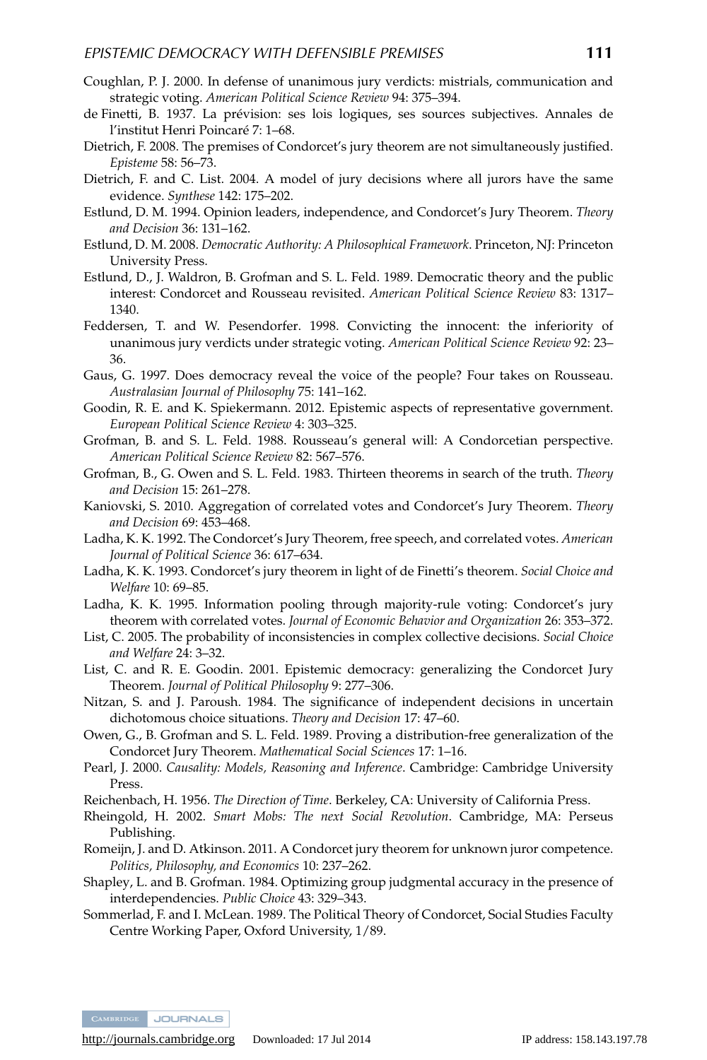Coughlan, P. J. 2000. In defense of unanimous jury verdicts: mistrials, communication and strategic voting. *American Political Science Review* 94: 375–394.

de Finetti, B. 1937. La prévision: ses lois logiques, ses sources subjectives. Annales de l'institut Henri Poincaré 7: 1–68.

Dietrich, F. 2008. The premises of Condorcet's jury theorem are not simultaneously justified. *Episteme* 58: 56–73.

Dietrich, F. and C. List. 2004. A model of jury decisions where all jurors have the same evidence. *Synthese* 142: 175–202.

Estlund, D. M. 1994. Opinion leaders, independence, and Condorcet's Jury Theorem. *Theory and Decision* 36: 131–162.

Estlund, D. M. 2008. *Democratic Authority: A Philosophical Framework*. Princeton, NJ: Princeton University Press.

Estlund, D., J. Waldron, B. Grofman and S. L. Feld. 1989. Democratic theory and the public interest: Condorcet and Rousseau revisited. *American Political Science Review* 83: 1317–1340.

Feddersen, T. and W. Pesendorfer. 1998. Convicting the innocent: the inferiority of unanimous jury verdicts under strategic voting. *American Political Science Review* 92: 23–36.

Gaus, G. 1997. Does democracy reveal the voice of the people? Four takes on Rousseau. *Australasian Journal of Philosophy* 75: 141–162.

Goodin, R. E. and K. Spiekermann. 2012. Epistemic aspects of representative government. *European Political Science Review* 4: 303–325.

Grofman, B. and S. L. Feld. 1988. Rousseau's general will: A Condorcetian perspective. *American Political Science Review* 82: 567–576.

Grofman, B., G. Owen and S. L. Feld. 1983. Thirteen theorems in search of the truth. *Theory and Decision* 15: 261–278.

Kaniovski, S. 2010. Aggregation of correlated votes and Condorcet's Jury Theorem. *Theory and Decision* 69: 453–468.

Ladha, K. K. 1992. The Condorcet's Jury Theorem, free speech, and correlated votes. *American Journal of Political Science* 36: 617–634.

Ladha, K. K. 1993. Condorcet's jury theorem in light of de Finetti's theorem. *Social Choice and Welfare* 10: 69–85.

Ladha, K. K. 1995. Information pooling through majority-rule voting: Condorcet's jury theorem with correlated votes. *Journal of Economic Behavior and Organization* 26: 353–372.

List, C. 2005. The probability of inconsistencies in complex collective decisions. *Social Choice and Welfare* 24: 3–32.

List, C. and R. E. Goodin. 2001. Epistemic democracy: generalizing the Condorcet Jury Theorem. *Journal of Political Philosophy* 9: 277–306.

Nitzan, S. and J. Paroush. 1984. The significance of independent decisions in uncertain dichotomous choice situations. *Theory and Decision* 17: 47–60.

Owen, G., B. Grofman and S. L. Feld. 1989. Proving a distribution-free generalization of the Condorcet Jury Theorem. *Mathematical Social Sciences* 17: 1–16.

Pearl, J. 2000. *Causality: Models, Reasoning and Inference*. Cambridge: Cambridge University Press.

Reichenbach, H. 1956. *The Direction of Time*. Berkeley, CA: University of California Press.

Rheingold, H. 2002. *Smart Mobs: The next Social Revolution*. Cambridge, MA: Perseus Publishing.

Romeijn, J. and D. Atkinson. 2011. A Condorcet jury theorem for unknown juror competence. *Politics, Philosophy, and Economics* 10: 237–262.

Shapley, L. and B. Grofman. 1984. Optimizing group judgmental accuracy in the presence of interdependencies. *Public Choice* 43: 329–343.

Sommerlad, F. and I. McLean. 1989. The Political Theory of Condorcet, Social Studies Faculty Centre Working Paper, Oxford University, 1/89.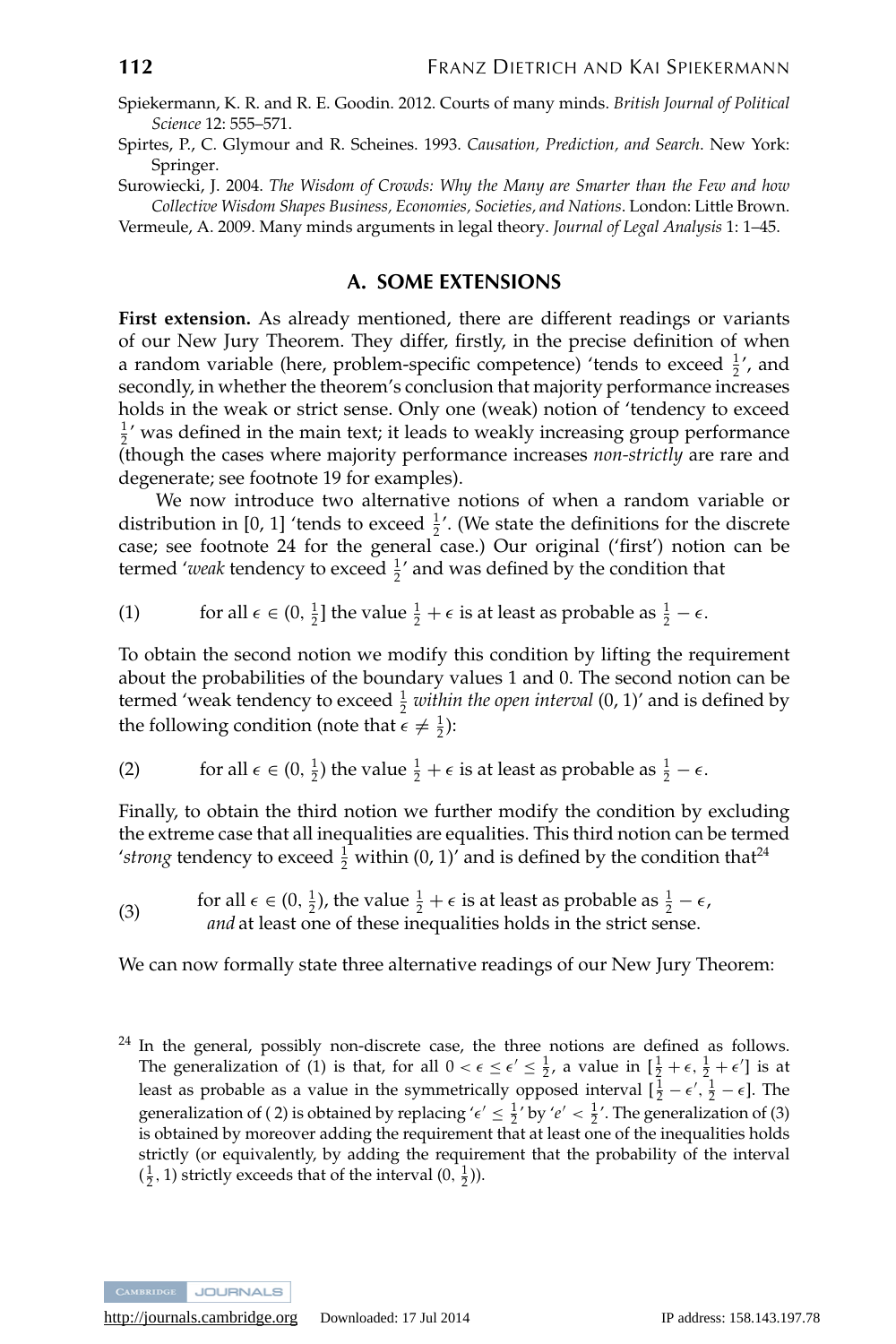Spiekermann, K. R. and R. E. Goodin. 2012. Courts of many minds. *British Journal of Political Science* 12: 555–571.

Spirtes, P., C. Glymour and R. Scheines. 1993. *Causation, Prediction, and Search*. New York: Springer.

Surowiecki, J. 2004. *The Wisdom of Crowds: Why the Many are Smarter than the Few and how Collective Wisdom Shapes Business, Economies, Societies, and Nations*. London: Little Brown.

Vermeule, A. 2009. Many minds arguments in legal theory. *Journal of Legal Analysis* 1: 1–45.

## A. SOME EXTENSIONS

**First extension.** As already mentioned, there are different readings or variants of our New Jury Theorem. They differ, firstly, in the precise definition of when a random variable (here, problem-specific competence) 'tends to exceed $\frac{1}{2}$', and secondly, in whether the theorem's conclusion that majority performance increases holds in the weak or strict sense. Only one (weak) notion of 'tendency to exceed $\frac{1}{2}$' was defined in the main text; it leads to weakly increasing group performance (though the cases where majority performance increases *non-strictly* are rare and degenerate; see footnote 19 for examples).

We now introduce two alternative notions of when a random variable or distribution in [0, 1] 'tends to exceed $\frac{1}{2}$'. (We state the definitions for the discrete case; see footnote 24 for the general case.) Our original ('first') notion can be termed '*weak* tendency to exceed $\frac{1}{2}$' and was defined by the condition that

(1) for all $\epsilon \in (0, \frac{1}{2}]$ the value $\frac{1}{2} + \epsilon$ is at least as probable as $\frac{1}{2} - \epsilon$.

To obtain the second notion we modify this condition by lifting the requirement about the probabilities of the boundary values 1 and 0. The second notion can be termed 'weak tendency to exceed $\frac{1}{2}$ *within the open interval* (0, 1)' and is defined by the following condition (note that $\epsilon \neq \frac{1}{2}$):

(2) for all $\epsilon \in (0, \frac{1}{2})$ the value $\frac{1}{2} + \epsilon$ is at least as probable as $\frac{1}{2} - \epsilon$.

Finally, to obtain the third notion we further modify the condition by excluding the extreme case that all inequalities are equalities. This third notion can be termed '*strong* tendency to exceed $\frac{1}{2}$ within (0, 1)' and is defined by the condition that[24]

(3) for all $\epsilon \in (0, \frac{1}{2})$, the value $\frac{1}{2} + \epsilon$ is at least as probable as $\frac{1}{2} - \epsilon$, *and* at least one of these inequalities holds in the strict sense.

We can now formally state three alternative readings of our New Jury Theorem:

[24] In the general, possibly non-discrete case, the three notions are defined as follows. The generalization of (1) is that, for all $0 < \epsilon \leq \epsilon' \leq \frac{1}{2}$, a value in $[\frac{1}{2} + \epsilon, \frac{1}{2} + \epsilon']$ is at least as probable as a value in the symmetrically opposed interval $[\frac{1}{2} - \epsilon', \frac{1}{2} - \epsilon]$. The generalization of ( 2) is obtained by replacing '$\epsilon' \leq \frac{1}{2}$' by '$e' < \frac{1}{2}$'. The generalization of (3) is obtained by moreover adding the requirement that at least one of the inequalities holds strictly (or equivalently, by adding the requirement that the probability of the interval $(\frac{1}{2}, 1)$ strictly exceeds that of the interval $(0, \frac{1}{2})$).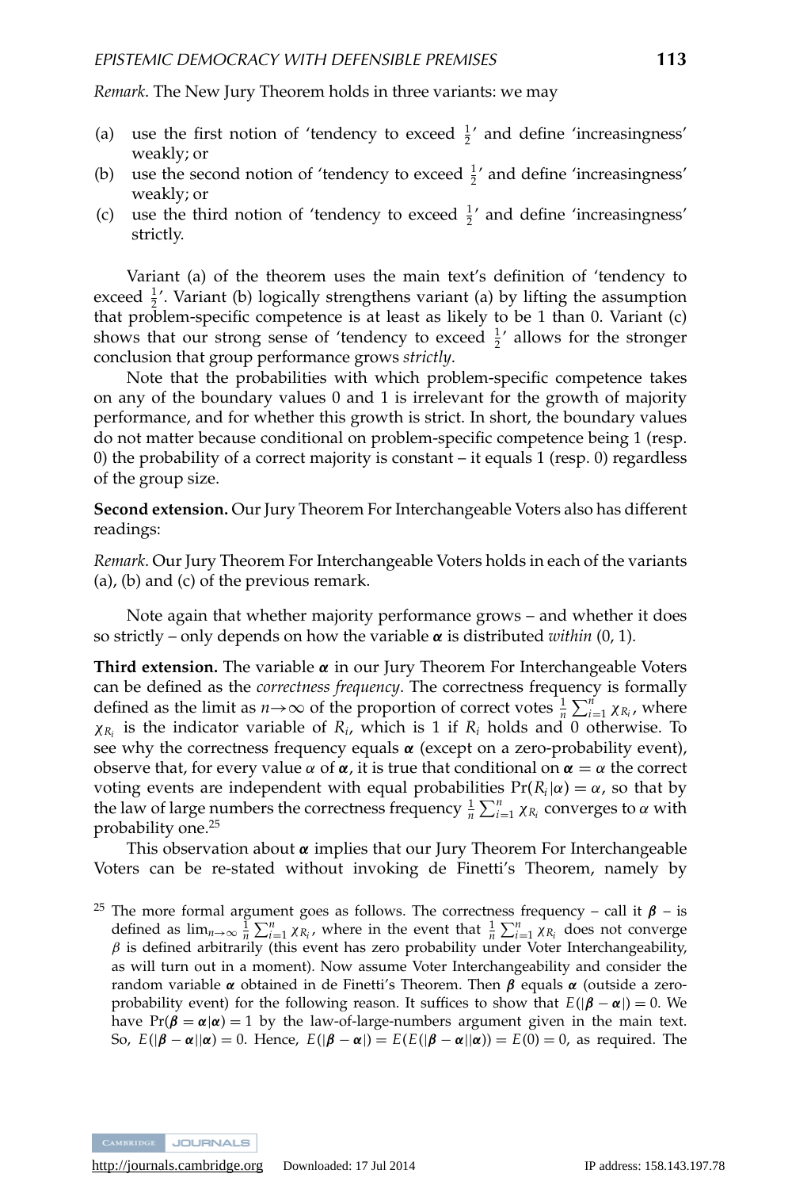*Remark*. The New Jury Theorem holds in three variants: we may

(a) use the first notion of 'tendency to exceed $\frac{1}{2}$' and define 'increasingness' weakly; or
(b) use the second notion of 'tendency to exceed $\frac{1}{2}$' and define 'increasingness' weakly; or
(c) use the third notion of 'tendency to exceed $\frac{1}{2}$' and define 'increasingness' strictly.

Variant (a) of the theorem uses the main text's definition of 'tendency to exceed $\frac{1}{2}$'. Variant (b) logically strengthens variant (a) by lifting the assumption that problem-specific competence is at least as likely to be 1 than 0. Variant (c) shows that our strong sense of 'tendency to exceed $\frac{1}{2}$' allows for the stronger conclusion that group performance grows *strictly*.

Note that the probabilities with which problem-specific competence takes on any of the boundary values 0 and 1 is irrelevant for the growth of majority performance, and for whether this growth is strict. In short, the boundary values do not matter because conditional on problem-specific competence being 1 (resp. 0) the probability of a correct majority is constant – it equals 1 (resp. 0) regardless of the group size.

**Second extension.** Our Jury Theorem For Interchangeable Voters also has different readings:

*Remark*. Our Jury Theorem For Interchangeable Voters holds in each of the variants (a), (b) and (c) of the previous remark.

Note again that whether majority performance grows – and whether it does so strictly – only depends on how the variable $\boldsymbol{\alpha}$ is distributed *within* (0, 1).

**Third extension.** The variable $\boldsymbol{\alpha}$ in our Jury Theorem For Interchangeable Voters can be defined as the *correctness frequency*. The correctness frequency is formally defined as the limit as $n \to \infty$ of the proportion of correct votes $\frac{1}{n}\sum_{i=1}^{n} \chi_{R_i}$, where $\chi_{R_i}$ is the indicator variable of $R_i$, which is 1 if $R_i$ holds and 0 otherwise. To see why the correctness frequency equals $\boldsymbol{\alpha}$ (except on a zero-probability event), observe that, for every value $\alpha$ of $\boldsymbol{\alpha}$, it is true that conditional on $\boldsymbol{\alpha} = \alpha$ the correct voting events are independent with equal probabilities $\Pr(R_i|\alpha) = \alpha$, so that by the law of large numbers the correctness frequency $\frac{1}{n}\sum_{i=1}^{n} \chi_{R_i}$ converges to $\alpha$ with probability one.[25]

This observation about $\boldsymbol{\alpha}$ implies that our Jury Theorem For Interchangeable Voters can be re-stated without invoking de Finetti's Theorem, namely by

[25] The more formal argument goes as follows. The correctness frequency – call it $\boldsymbol{\beta}$ – is defined as $\lim_{n\to\infty} \frac{1}{n}\sum_{i=1}^{n} \chi_{R_i}$, where in the event that $\frac{1}{n}\sum_{i=1}^{n} \chi_{R_i}$ does not converge $\beta$ is defined arbitrarily (this event has zero probability under Voter Interchangeability, as will turn out in a moment). Now assume Voter Interchangeability and consider the random variable $\boldsymbol{\alpha}$ obtained in de Finetti's Theorem. Then $\boldsymbol{\beta}$ equals $\boldsymbol{\alpha}$ (outside a zero-probability event) for the following reason. It suffices to show that $E(|\boldsymbol{\beta} - \boldsymbol{\alpha}|) = 0$. We have $\Pr(\boldsymbol{\beta} = \boldsymbol{\alpha}|\boldsymbol{\alpha}) = 1$ by the law-of-large-numbers argument given in the main text. So, $E(|\boldsymbol{\beta} - \boldsymbol{\alpha}||\boldsymbol{\alpha}) = 0$. Hence, $E(|\boldsymbol{\beta} - \boldsymbol{\alpha}|) = E(E(|\boldsymbol{\beta} - \boldsymbol{\alpha}||\boldsymbol{\alpha})) = E(0) = 0$, as required. The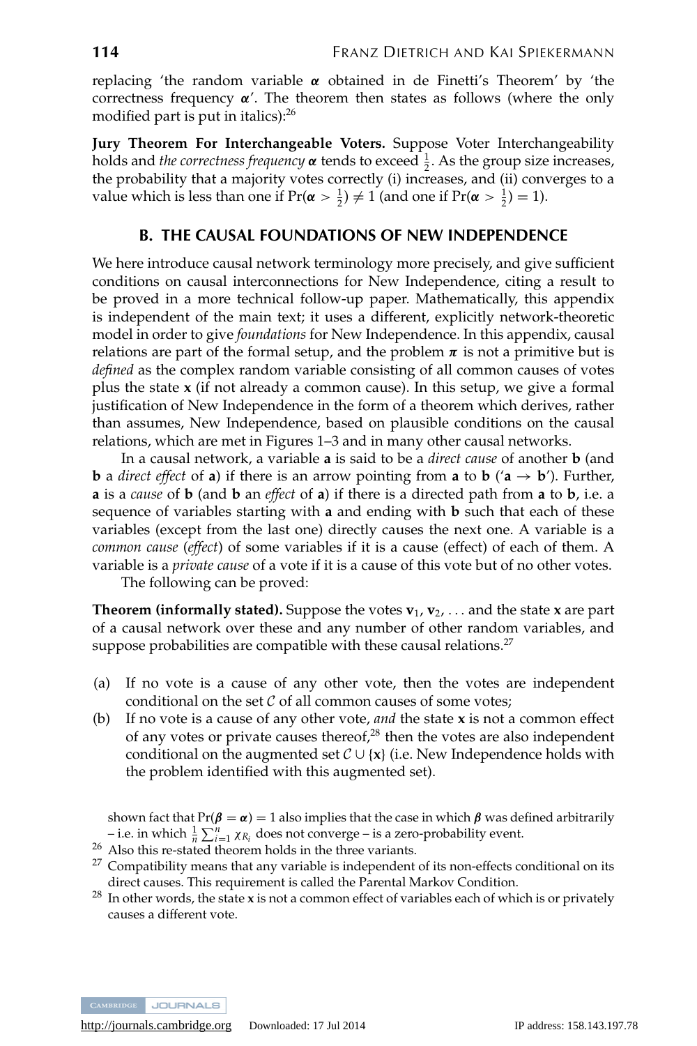replacing 'the random variable $\boldsymbol{\alpha}$ obtained in de Finetti's Theorem' by 'the correctness frequency $\boldsymbol{\alpha}$'. The theorem then states as follows (where the only modified part is put in italics):[26]

**Jury Theorem For Interchangeable Voters.** Suppose Voter Interchangeability holds and *the correctness frequency* $\boldsymbol{\alpha}$ *tends to exceed* $\frac{1}{2}$. As the group size increases, the probability that a majority votes correctly (i) increases, and (ii) converges to a value which is less than one if $\Pr(\boldsymbol{\alpha} > \frac{1}{2}) \neq 1$ (and one if $\Pr(\boldsymbol{\alpha} > \frac{1}{2}) = 1$).

## B. THE CAUSAL FOUNDATIONS OF NEW INDEPENDENCE

We here introduce causal network terminology more precisely, and give sufficient conditions on causal interconnections for New Independence, citing a result to be proved in a more technical follow-up paper. Mathematically, this appendix is independent of the main text; it uses a different, explicitly network-theoretic model in order to give *foundations* for New Independence. In this appendix, causal relations are part of the formal setup, and the problem $\boldsymbol{\pi}$ is not a primitive but is *defined* as the complex random variable consisting of all common causes of votes plus the state $\mathbf{x}$ (if not already a common cause). In this setup, we give a formal justification of New Independence in the form of a theorem which derives, rather than assumes, New Independence, based on plausible conditions on the causal relations, which are met in Figures 1–3 and in many other causal networks.

In a causal network, a variable $\mathbf{a}$ is said to be a *direct cause* of another $\mathbf{b}$ (and $\mathbf{b}$ a *direct effect* of $\mathbf{a}$) if there is an arrow pointing from $\mathbf{a}$ to $\mathbf{b}$ ('$\mathbf{a} \rightarrow \mathbf{b}$'). Further, $\mathbf{a}$ is a *cause* of $\mathbf{b}$ (and $\mathbf{b}$ an *effect* of $\mathbf{a}$) if there is a directed path from $\mathbf{a}$ to $\mathbf{b}$, i.e. a sequence of variables starting with $\mathbf{a}$ and ending with $\mathbf{b}$ such that each of these variables (except from the last one) directly causes the next one. A variable is a *common cause* (*effect*) of some variables if it is a cause (effect) of each of them. A variable is a *private cause* of a vote if it is a cause of this vote but of no other votes.

The following can be proved:

**Theorem (informally stated).** Suppose the votes $\mathbf{v}_1, \mathbf{v}_2, \ldots$ and the state $\mathbf{x}$ are part of a causal network over these and any number of other random variables, and suppose probabilities are compatible with these causal relations.[27]

(a) If no vote is a cause of any other vote, then the votes are independent conditional on the set $\mathcal{C}$ of all common causes of some votes;

(b) If no vote is a cause of any other vote, *and* the state $\mathbf{x}$ is not a common effect of any votes or private causes thereof,[28] then the votes are also independent conditional on the augmented set $\mathcal{C} \cup \{\mathbf{x}\}$ (i.e. New Independence holds with the problem identified with this augmented set).

shown fact that $\Pr(\boldsymbol{\beta} = \boldsymbol{\alpha}) = 1$ also implies that the case in which $\boldsymbol{\beta}$ was defined arbitrarily – i.e. in which $\frac{1}{n}\sum_{i=1}^{n} \chi_{R_i}$ does not converge – is a zero-probability event.

[26] Also this re-stated theorem holds in the three variants.

[27] Compatibility means that any variable is independent of its non-effects conditional on its direct causes. This requirement is called the Parental Markov Condition.

[28] In other words, the state $\mathbf{x}$ is not a common effect of variables each of which is or privately causes a different vote.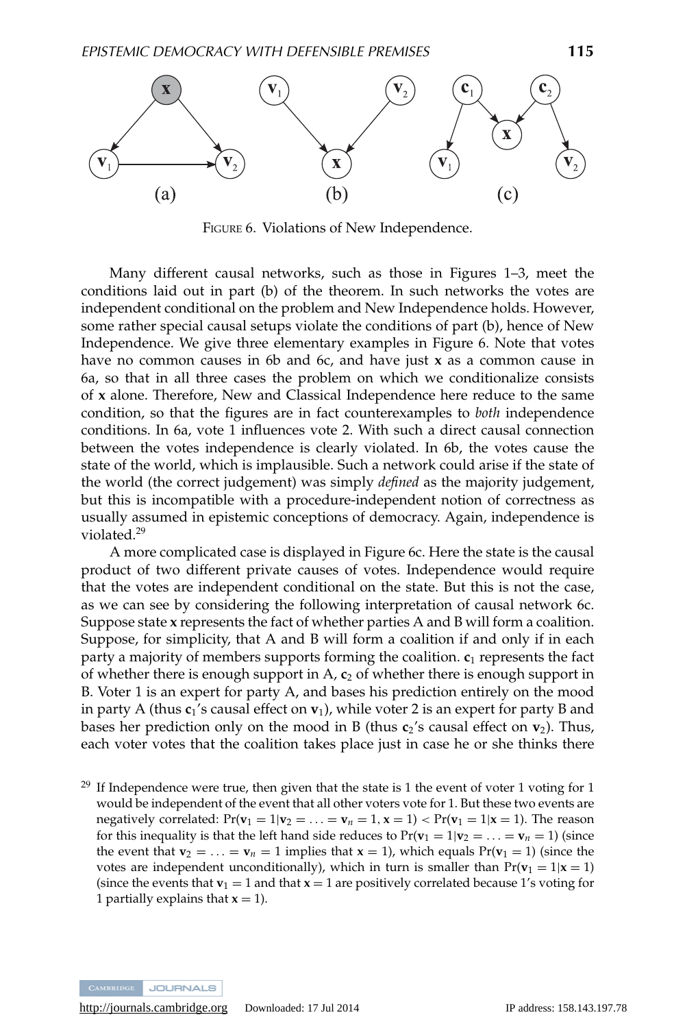FIGURE 6. Violations of New Independence.

Many different causal networks, such as those in Figures 1–3, meet the conditions laid out in part (b) of the theorem. In such networks the votes are independent conditional on the problem and New Independence holds. However, some rather special causal setups violate the conditions of part (b), hence of New Independence. We give three elementary examples in Figure 6. Note that votes have no common causes in 6b and 6c, and have just $\mathbf{x}$ as a common cause in 6a, so that in all three cases the problem on which we conditionalize consists of $\mathbf{x}$ alone. Therefore, New and Classical Independence here reduce to the same condition, so that the figures are in fact counterexamples to *both* independence conditions. In 6a, vote 1 influences vote 2. With such a direct causal connection between the votes independence is clearly violated. In 6b, the votes cause the state of the world, which is implausible. Such a network could arise if the state of the world (the correct judgement) was simply *defined* as the majority judgement, but this is incompatible with a procedure-independent notion of correctness as usually assumed in epistemic conceptions of democracy. Again, independence is violated.[29]

A more complicated case is displayed in Figure 6c. Here the state is the causal product of two different private causes of votes. Independence would require that the votes are independent conditional on the state. But this is not the case, as we can see by considering the following interpretation of causal network 6c. Suppose state $\mathbf{x}$ represents the fact of whether parties A and B will form a coalition. Suppose, for simplicity, that A and B will form a coalition if and only if in each party a majority of members supports forming the coalition. $\mathbf{c}_1$ represents the fact of whether there is enough support in A, $\mathbf{c}_2$ of whether there is enough support in B. Voter 1 is an expert for party A, and bases his prediction entirely on the mood in party A (thus $\mathbf{c}_1$'s causal effect on $\mathbf{v}_1$), while voter 2 is an expert for party B and bases her prediction only on the mood in B (thus $\mathbf{c}_2$'s causal effect on $\mathbf{v}_2$). Thus, each voter votes that the coalition takes place just in case he or she thinks there

[29] If Independence were true, then given that the state is 1 the event of voter 1 voting for 1 would be independent of the event that all other voters vote for 1. But these two events are negatively correlated: $\Pr(\mathbf{v}_1 = 1|\mathbf{v}_2 = \ldots = \mathbf{v}_n = 1, \mathbf{x} = 1) < \Pr(\mathbf{v}_1 = 1|\mathbf{x} = 1)$. The reason for this inequality is that the left hand side reduces to $\Pr(\mathbf{v}_1 = 1|\mathbf{v}_2 = \ldots = \mathbf{v}_n = 1)$ (since the event that $\mathbf{v}_2 = \ldots = \mathbf{v}_n = 1$ implies that $\mathbf{x} = 1$), which equals $\Pr(\mathbf{v}_1 = 1)$ (since the votes are independent unconditionally), which in turn is smaller than $\Pr(\mathbf{v}_1 = 1|\mathbf{x} = 1)$ (since the events that $\mathbf{v}_1 = 1$ and that $\mathbf{x} = 1$ are positively correlated because 1's voting for 1 partially explains that $\mathbf{x} = 1$).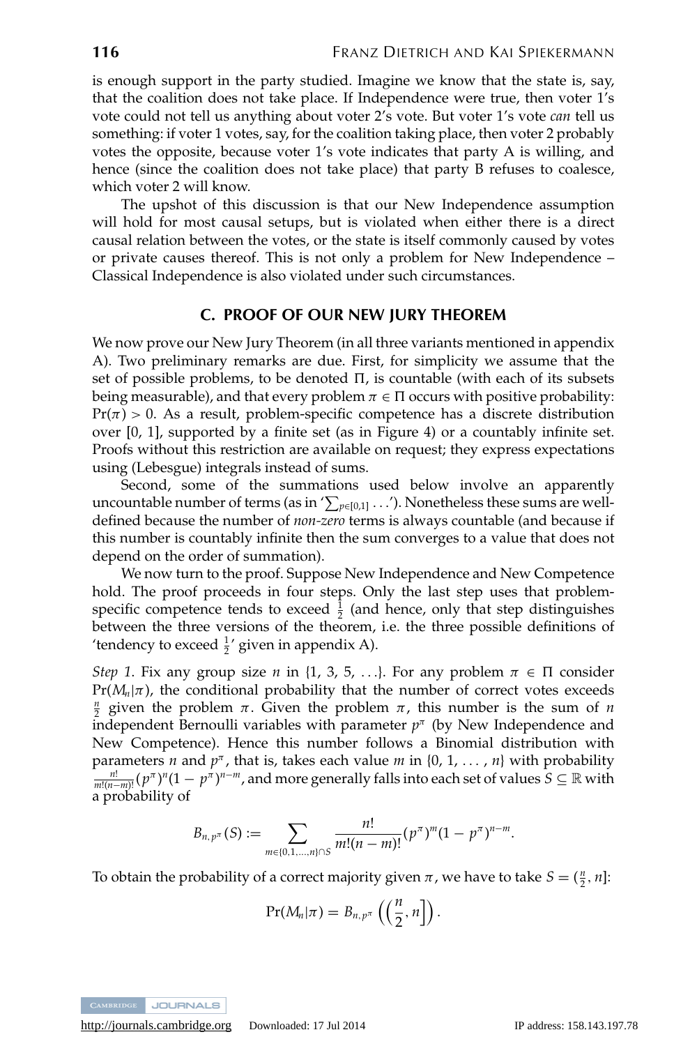is enough support in the party studied. Imagine we know that the state is, say, that the coalition does not take place. If Independence were true, then voter 1's vote could not tell us anything about voter 2's vote. But voter 1's vote *can* tell us something: if voter 1 votes, say, for the coalition taking place, then voter 2 probably votes the opposite, because voter 1's vote indicates that party A is willing, and hence (since the coalition does not take place) that party B refuses to coalesce, which voter 2 will know.

The upshot of this discussion is that our New Independence assumption will hold for most causal setups, but is violated when either there is a direct causal relation between the votes, or the state is itself commonly caused by votes or private causes thereof. This is not only a problem for New Independence – Classical Independence is also violated under such circumstances.

## C. PROOF OF OUR NEW JURY THEOREM

We now prove our New Jury Theorem (in all three variants mentioned in appendix A). Two preliminary remarks are due. First, for simplicity we assume that the set of possible problems, to be denoted $\Pi$, is countable (with each of its subsets being measurable), and that every problem $\pi \in \Pi$ occurs with positive probability: $\Pr(\pi) > 0$. As a result, problem-specific competence has a discrete distribution over [0, 1], supported by a finite set (as in Figure 4) or a countably infinite set. Proofs without this restriction are available on request; they express expectations using (Lebesgue) integrals instead of sums.

Second, some of the summations used below involve an apparently uncountable number of terms (as in '$\sum_{p\in[0,1]} \ldots$'). Nonetheless these sums are well-defined because the number of *non-zero* terms is always countable (and because if this number is countably infinite then the sum converges to a value that does not depend on the order of summation).

We now turn to the proof. Suppose New Independence and New Competence hold. The proof proceeds in four steps. Only the last step uses that problem-specific competence tends to exceed $\frac{1}{2}$ (and hence, only that step distinguishes between the three versions of the theorem, i.e. the three possible definitions of 'tendency to exceed $\frac{1}{2}$' given in appendix A).

*Step 1.* Fix any group size $n$ in $\{1, 3, 5, \ldots\}$. For any problem $\pi \in \Pi$ consider $\Pr(M_n|\pi)$, the conditional probability that the number of correct votes exceeds $\frac{n}{2}$ given the problem $\pi$. Given the problem $\pi$, this number is the sum of $n$ independent Bernoulli variables with parameter $p^\pi$ (by New Independence and New Competence). Hence this number follows a Binomial distribution with parameters $n$ and $p^\pi$, that is, takes each value $m$ in $\{0, 1, \ldots, n\}$ with probability $\frac{n!}{m!(n-m)!}(p^\pi)^n(1-p^\pi)^{n-m}$, and more generally falls into each set of values $S \subseteq \mathbb{R}$ with a probability of

$$B_{n,p^\pi}(S) := \sum_{m\in\{0,1,\ldots,n\}\cap S} \frac{n!}{m!(n-m)!}(p^\pi)^m(1-p^\pi)^{n-m}.$$

To obtain the probability of a correct majority given $\pi$, we have to take $S = (\frac{n}{2}, n]$:

$$\Pr(M_n|\pi) = B_{n,p^\pi}\left(\left(\frac{n}{2}, n\right]\right).$$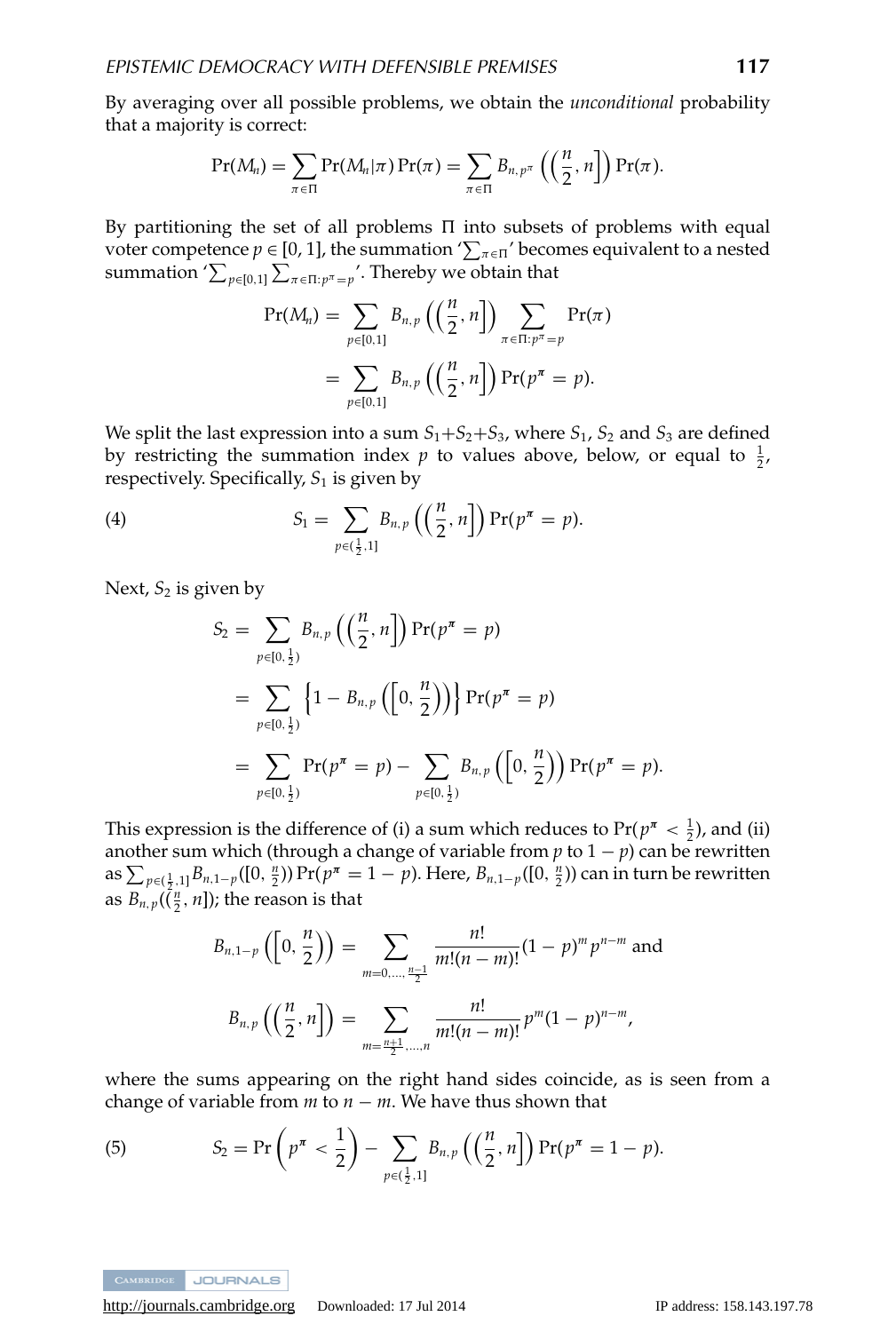By averaging over all possible problems, we obtain the *unconditional* probability that a majority is correct:

$$\Pr(M_n) = \sum_{\pi \in \Pi} \Pr(M_n|\pi)\Pr(\pi) = \sum_{\pi \in \Pi} B_{n,p^\pi}\left(\left(\frac{n}{2}, n\right]\right)\Pr(\pi).$$

By partitioning the set of all problems $\Pi$ into subsets of problems with equal voter competence $p \in [0, 1]$, the summation '$\sum_{\pi \in \Pi}$' becomes equivalent to a nested summation '$\sum_{p \in [0,1]} \sum_{\pi \in \Pi : p^\pi = p}$'. Thereby we obtain that

$$\begin{aligned}
\Pr(M_n) &= \sum_{p \in [0,1]} B_{n,p}\left(\left(\frac{n}{2}, n\right]\right) \sum_{\pi \in \Pi : p^\pi = p} \Pr(\pi) \\
&= \sum_{p \in [0,1]} B_{n,p}\left(\left(\frac{n}{2}, n\right]\right) \Pr(p^\pi = p).
\end{aligned}$$

We split the last expression into a sum $S_1 + S_2 + S_3$, where $S_1$, $S_2$ and $S_3$ are defined by restricting the summation index $p$ to values above, below, or equal to $\frac{1}{2}$, respectively. Specifically, $S_1$ is given by

$$S_1 = \sum_{p \in (\frac{1}{2}, 1]} B_{n,p}\left(\left(\frac{n}{2}, n\right]\right) \Pr(p^\pi = p). \tag{4}$$

Next, $S_2$ is given by

$$\begin{aligned}
S_2 &= \sum_{p \in [0, \frac{1}{2})} B_{n,p}\left(\left(\frac{n}{2}, n\right]\right) \Pr(p^\pi = p) \\
&= \sum_{p \in [0, \frac{1}{2})} \left\{1 - B_{n,p}\left(\left[0, \frac{n}{2}\right)\right)\right\} \Pr(p^\pi = p) \\
&= \sum_{p \in [0, \frac{1}{2})} \Pr(p^\pi = p) - \sum_{p \in [0, \frac{1}{2})} B_{n,p}\left(\left[0, \frac{n}{2}\right)\right) \Pr(p^\pi = p).
\end{aligned}$$

This expression is the difference of (i) a sum which reduces to $\Pr(p^\pi < \frac{1}{2})$, and (ii) another sum which (through a change of variable from $p$ to $1 - p$) can be rewritten as $\sum_{p \in (\frac{1}{2}, 1]} B_{n,1-p}([0, \frac{n}{2})) \Pr(p^\pi = 1 - p)$. Here, $B_{n,1-p}([0, \frac{n}{2}))$ can in turn be rewritten as $B_{n,p}((\frac{n}{2}, n])$; the reason is that

$$B_{n,1-p}\left(\left[0, \frac{n}{2}\right)\right) = \sum_{m=0,\ldots,\frac{n-1}{2}} \frac{n!}{m!(n-m)!}(1-p)^m p^{n-m} \text{ and}$$

$$B_{n,p}\left(\left(\frac{n}{2}, n\right]\right) = \sum_{m=\frac{n+1}{2},\ldots,n} \frac{n!}{m!(n-m)!} p^m (1-p)^{n-m},$$

where the sums appearing on the right hand sides coincide, as is seen from a change of variable from $m$ to $n - m$. We have thus shown that

$$S_2 = \Pr\left(p^\pi < \frac{1}{2}\right) - \sum_{p \in (\frac{1}{2}, 1]} B_{n,p}\left(\left(\frac{n}{2}, n\right]\right) \Pr(p^\pi = 1 - p). \tag{5}$$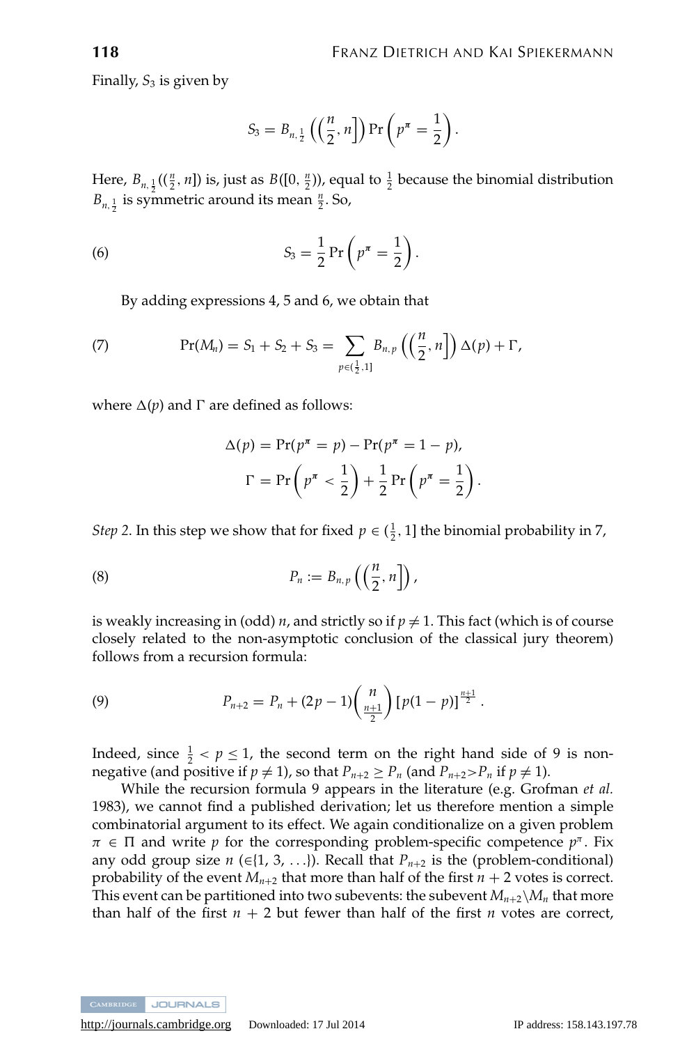Finally, $S_3$ is given by

$$S_3 = B_{n,\frac{1}{2}}\left(\left(\frac{n}{2}, n\right]\right) \Pr\left(p^\pi = \frac{1}{2}\right).$$

Here, $B_{n,\frac{1}{2}}((\frac{n}{2}, n])$ is, just as $B([0, \frac{n}{2}))$, equal to $\frac{1}{2}$ because the binomial distribution $B_{n,\frac{1}{2}}$ is symmetric around its mean $\frac{n}{2}$. So,

$$S_3 = \frac{1}{2} \Pr\left(p^\pi = \frac{1}{2}\right). \tag{6}$$

By adding expressions 4, 5 and 6, we obtain that

$$\Pr(M_n) = S_1 + S_2 + S_3 = \sum_{p \in (\frac{1}{2}, 1]} B_{n,p}\left(\left(\frac{n}{2}, n\right]\right) \Delta(p) + \Gamma, \tag{7}$$

where $\Delta(p)$ and $\Gamma$ are defined as follows:

$$\Delta(p) = \Pr(p^\pi = p) - \Pr(p^\pi = 1 - p),$$
$$\Gamma = \Pr\left(p^\pi < \frac{1}{2}\right) + \frac{1}{2} \Pr\left(p^\pi = \frac{1}{2}\right).$$

*Step 2*. In this step we show that for fixed $p \in (\frac{1}{2}, 1]$ the binomial probability in 7,

$$P_n := B_{n,p}\left(\left(\frac{n}{2}, n\right]\right), \tag{8}$$

is weakly increasing in (odd) $n$, and strictly so if $p \neq 1$. This fact (which is of course closely related to the non-asymptotic conclusion of the classical jury theorem) follows from a recursion formula:

$$P_{n+2} = P_n + (2p - 1)\binom{n}{\frac{n+1}{2}} [p(1-p)]^{\frac{n+1}{2}}. \tag{9}$$

Indeed, since $\frac{1}{2} < p \leq 1$, the second term on the right hand side of 9 is non-negative (and positive if $p \neq 1$), so that $P_{n+2} \geq P_n$ (and $P_{n+2} > P_n$ if $p \neq 1$).

While the recursion formula 9 appears in the literature (e.g. Grofman *et al.* 1983), we cannot find a published derivation; let us therefore mention a simple combinatorial argument to its effect. We again conditionalize on a given problem $\pi \in \Pi$ and write $p$ for the corresponding problem-specific competence $p^\pi$. Fix any odd group size $n$ ($\in \{1, 3, \ldots\}$). Recall that $P_{n+2}$ is the (problem-conditional) probability of the event $M_{n+2}$ that more than half of the first $n + 2$ votes is correct. This event can be partitioned into two subevents: the subevent $M_{n+2} \backslash M_n$ that more than half of the first $n + 2$ but fewer than half of the first $n$ votes are correct,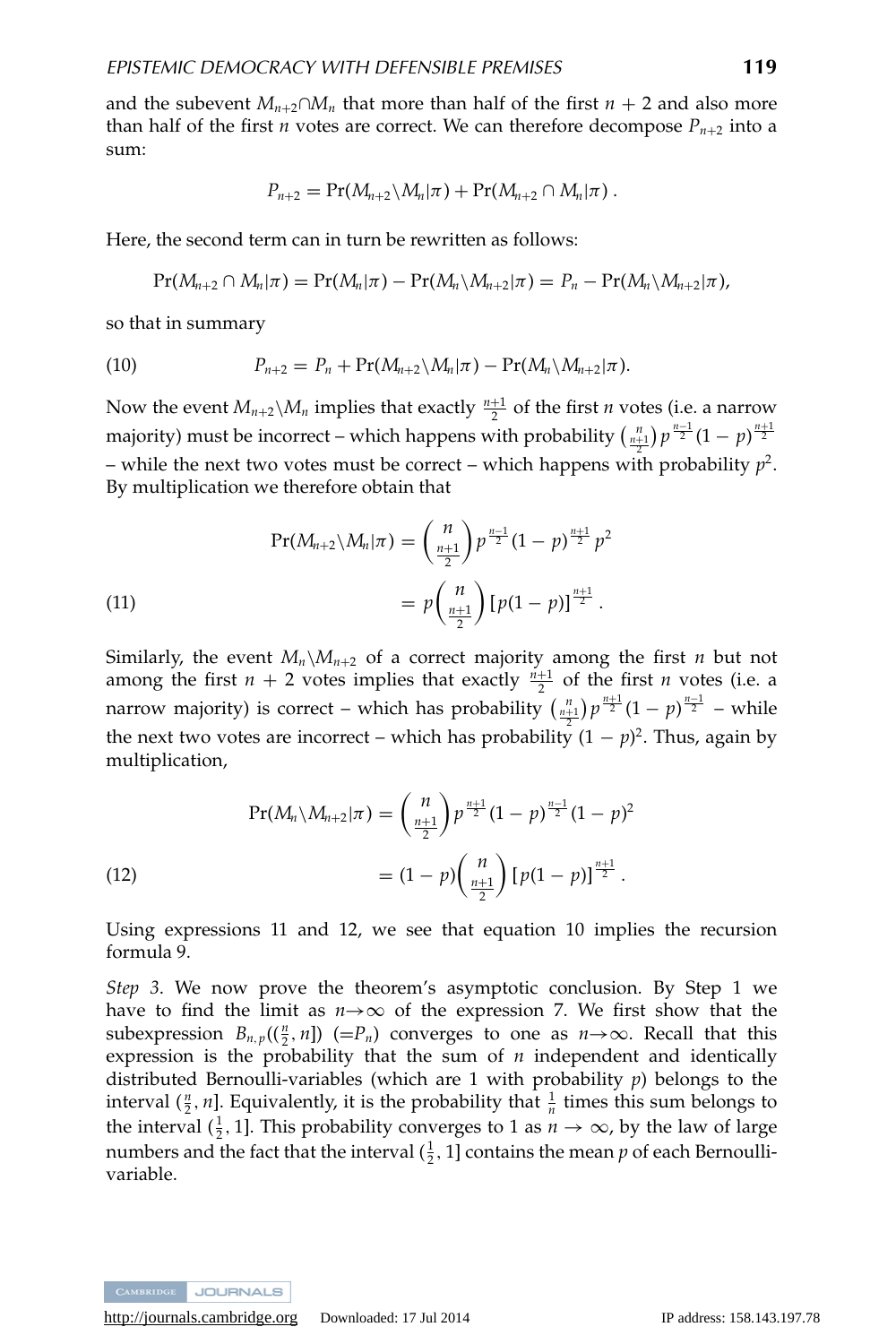and the subevent $M_{n+2} \cap M_n$ that more than half of the first $n + 2$ and also more than half of the first $n$ votes are correct. We can therefore decompose $P_{n+2}$ into a sum:

$$P_{n+2} = \Pr(M_{n+2} \backslash M_n | \pi) + \Pr(M_{n+2} \cap M_n | \pi).$$

Here, the second term can in turn be rewritten as follows:

$$\Pr(M_{n+2} \cap M_n | \pi) = \Pr(M_n | \pi) - \Pr(M_n \backslash M_{n+2} | \pi) = P_n - \Pr(M_n \backslash M_{n+2} | \pi),$$

so that in summary

$$P_{n+2} = P_n + \Pr(M_{n+2} \backslash M_n | \pi) - \Pr(M_n \backslash M_{n+2} | \pi). \tag{10}$$

Now the event $M_{n+2} \backslash M_n$ implies that exactly $\frac{n+1}{2}$ of the first $n$ votes (i.e. a narrow majority) must be incorrect – which happens with probability $\binom{n}{\frac{n+1}{2}} p^{\frac{n-1}{2}} (1-p)^{\frac{n+1}{2}}$ – while the next two votes must be correct – which happens with probability $p^2$. By multiplication we therefore obtain that

$$\begin{aligned} \Pr(M_{n+2} \backslash M_n | \pi) &= \binom{n}{\frac{n+1}{2}} p^{\frac{n-1}{2}} (1-p)^{\frac{n+1}{2}} p^2 \\ &= p \binom{n}{\frac{n+1}{2}} [p(1-p)]^{\frac{n+1}{2}}. \end{aligned} \tag{11}$$

Similarly, the event $M_n \backslash M_{n+2}$ of a correct majority among the first $n$ but not among the first $n + 2$ votes implies that exactly $\frac{n+1}{2}$ of the first $n$ votes (i.e. a narrow majority) is correct – which has probability $\binom{n}{\frac{n+1}{2}} p^{\frac{n+1}{2}} (1-p)^{\frac{n-1}{2}}$ – while the next two votes are incorrect – which has probability $(1-p)^2$. Thus, again by multiplication,

$$\begin{aligned} \Pr(M_n \backslash M_{n+2} | \pi) &= \binom{n}{\frac{n+1}{2}} p^{\frac{n+1}{2}} (1-p)^{\frac{n-1}{2}} (1-p)^2 \\ &= (1-p) \binom{n}{\frac{n+1}{2}} [p(1-p)]^{\frac{n+1}{2}}. \end{aligned} \tag{12}$$

Using expressions 11 and 12, we see that equation 10 implies the recursion formula 9.

*Step 3*. We now prove the theorem's asymptotic conclusion. By Step 1 we have to find the limit as $n \to \infty$ of the expression 7. We first show that the subexpression $B_{n,p}((\frac{n}{2}, n])$ $(=P_n)$ converges to one as $n \to \infty$. Recall that this expression is the probability that the sum of $n$ independent and identically distributed Bernoulli-variables (which are 1 with probability $p$) belongs to the interval $(\frac{n}{2}, n]$. Equivalently, it is the probability that $\frac{1}{n}$ times this sum belongs to the interval $(\frac{1}{2}, 1]$. This probability converges to 1 as $n \to \infty$, by the law of large numbers and the fact that the interval $(\frac{1}{2}, 1]$ contains the mean $p$ of each Bernoulli-variable.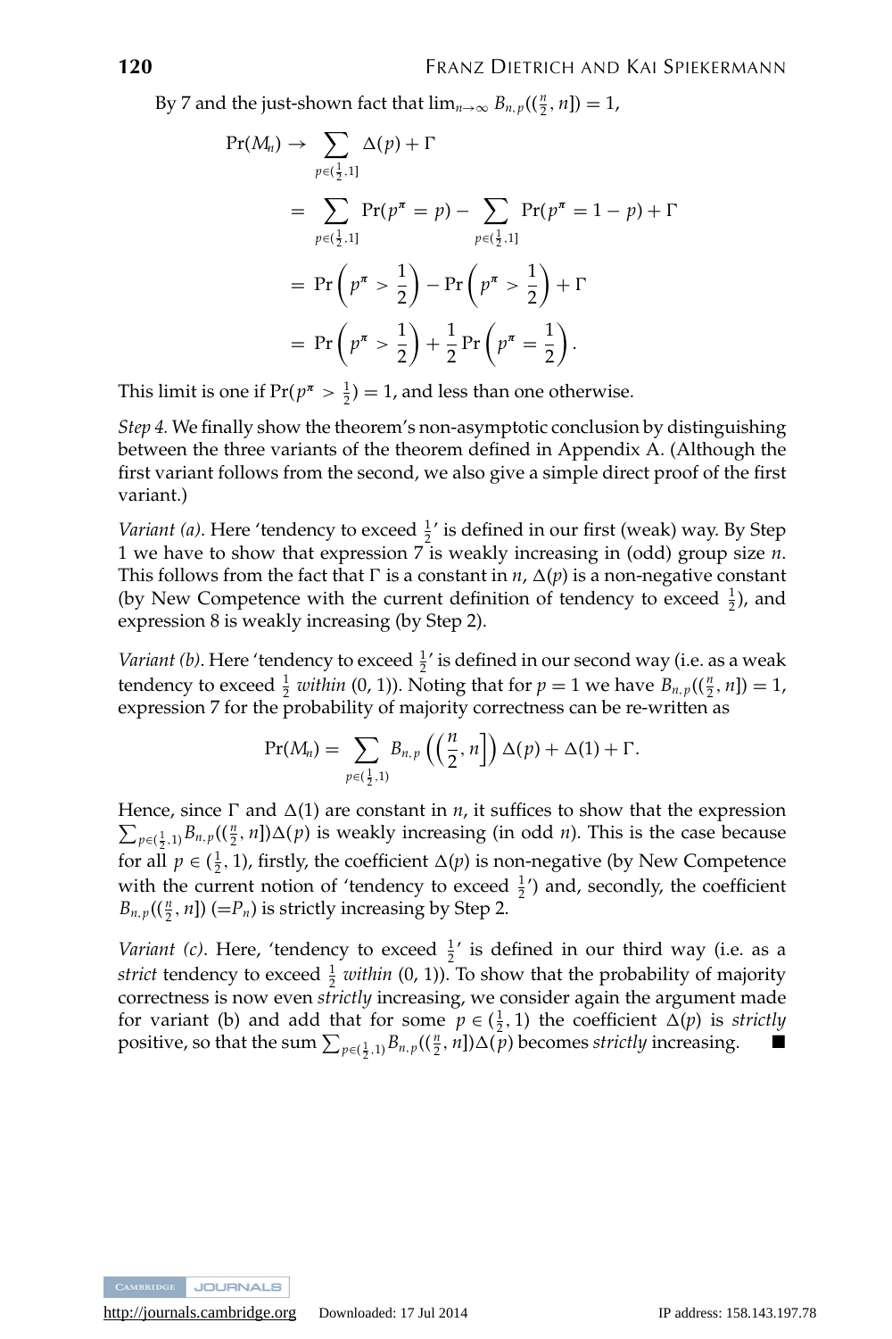By 7 and the just-shown fact that $\lim_{n\to\infty} B_{n,p}((\frac{n}{2}, n]) = 1$,

$$
\begin{aligned}
\Pr(M_n) &\to \sum_{p\in(\frac{1}{2},1]} \Delta(p) + \Gamma \\
&= \sum_{p\in(\frac{1}{2},1]} \Pr(p^\pi = p) - \sum_{p\in(\frac{1}{2},1]} \Pr(p^\pi = 1-p) + \Gamma \\
&= \Pr\left(p^\pi > \frac{1}{2}\right) - \Pr\left(p^\pi > \frac{1}{2}\right) + \Gamma \\
&= \Pr\left(p^\pi > \frac{1}{2}\right) + \frac{1}{2}\Pr\left(p^\pi = \frac{1}{2}\right).
\end{aligned}
$$

This limit is one if $\Pr(p^\pi > \frac{1}{2}) = 1$, and less than one otherwise.

*Step 4.* We finally show the theorem's non-asymptotic conclusion by distinguishing between the three variants of the theorem defined in Appendix A. (Although the first variant follows from the second, we also give a simple direct proof of the first variant.)

*Variant (a).* Here 'tendency to exceed $\frac{1}{2}$' is defined in our first (weak) way. By Step 1 we have to show that expression 7 is weakly increasing in (odd) group size $n$. This follows from the fact that $\Gamma$ is a constant in $n$, $\Delta(p)$ is a non-negative constant (by New Competence with the current definition of tendency to exceed $\frac{1}{2}$), and expression 8 is weakly increasing (by Step 2).

*Variant (b).* Here 'tendency to exceed $\frac{1}{2}$' is defined in our second way (i.e. as a weak tendency to exceed $\frac{1}{2}$ *within* $(0, 1)$). Noting that for $p = 1$ we have $B_{n,p}((\frac{n}{2}, n]) = 1$, expression 7 for the probability of majority correctness can be re-written as

$$
\Pr(M_n) = \sum_{p\in(\frac{1}{2},1)} B_{n,p}\left(\left(\frac{n}{2}, n\right]\right)\Delta(p) + \Delta(1) + \Gamma.
$$

Hence, since $\Gamma$ and $\Delta(1)$ are constant in $n$, it suffices to show that the expression $\sum_{p\in(\frac{1}{2},1)} B_{n,p}((\frac{n}{2}, n])\Delta(p)$ is weakly increasing (in odd $n$). This is the case because for all $p \in (\frac{1}{2}, 1)$, firstly, the coefficient $\Delta(p)$ is non-negative (by New Competence with the current notion of 'tendency to exceed $\frac{1}{2}$') and, secondly, the coefficient $B_{n,p}((\frac{n}{2}, n])$ ($=P_n$) is strictly increasing by Step 2.

*Variant (c).* Here, 'tendency to exceed $\frac{1}{2}$' is defined in our third way (i.e. as a *strict* tendency to exceed $\frac{1}{2}$ *within* $(0, 1)$). To show that the probability of majority correctness is now even *strictly* increasing, we consider again the argument made for variant (b) and add that for some $p \in (\frac{1}{2}, 1)$ the coefficient $\Delta(p)$ is *strictly* positive, so that the sum $\sum_{p\in(\frac{1}{2},1)} B_{n,p}((\frac{n}{2}, n])\Delta(p)$ becomes *strictly* increasing. ■